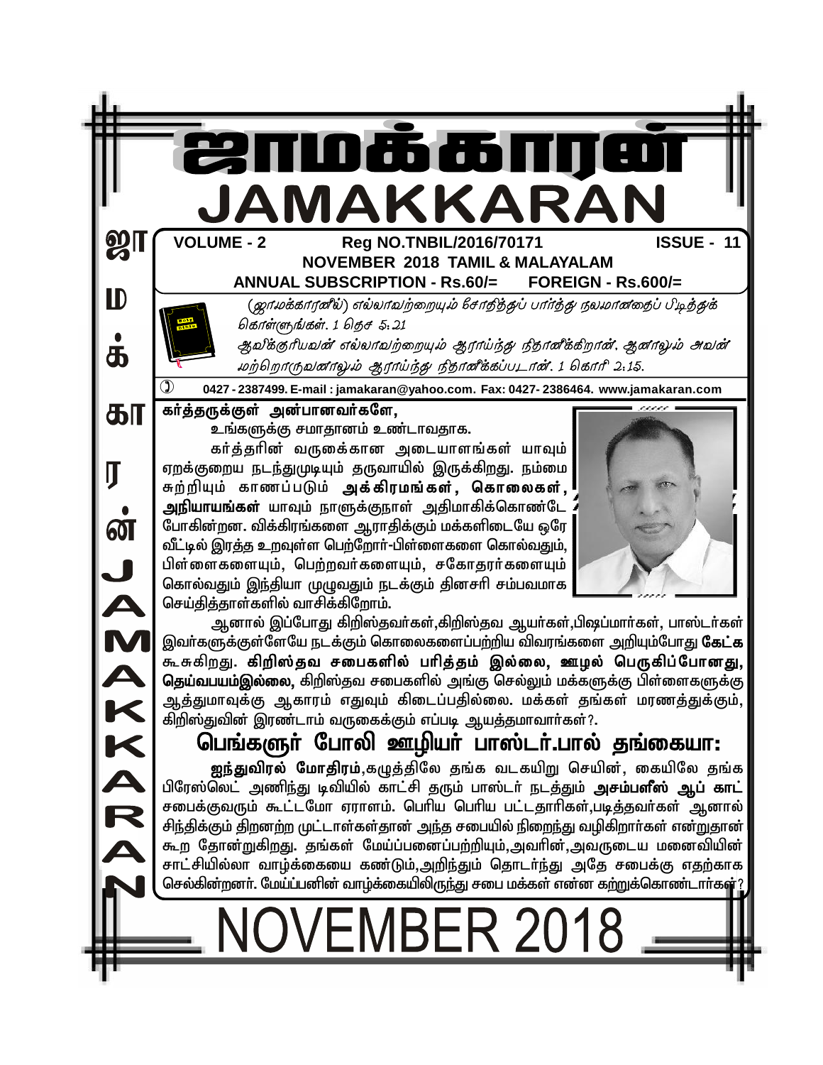# ஜாமக்காரன்

# JAMAKKARAN

**VOLUME - 2 Reg NO.TNBIL/2016/70171 ISSUE - 11**

**NOVEMBER 2018 TAMIL & MALAYALAM**

**ANNUAL SUBSCRIPTION - Rs.60/= FOREIGN - Rs.600/=**

*(ஜாமக்காரனில்) எல்லாவற்றையும் சோதித்துப் பார்த்து நலமானதைப் பிடித்துக் கொள்ளுங்கள். 1 தெச 5:21*

*ஆவிக்குரியவன் எல்லாவற்றையும் ஆராய்ந்து நிதானிக்கிறான், ஆனாலும் அவன் மற்றொருவனாலும் ஆராய்ந்து நிதானிக்கப்படான். 1 கொரி 2:15.*

0427 - 2387499. E-mail : jamakaran@yahoo.com. Fax: 0427- 2386464. www.jamakaran.com

**கர்த்தருக்குள் அன்பானவர்களே,**

உங்களுக்கு சமாதானம் உண்டாவதாக.

கர்த்தரின் வருகைக்கான அடையாளங்கள் யாவும் ஏறக்குறைய நடந்துமுடியும் தருவாயில் இருக்கிறது. நம்மை சுற்றியும் காணப்படும் **அக்கிரமங்கள், கொலைகள், அநியாயங்கள்** யாவும் நாளுக்குநாள் அதிமாகிக்கொண்டே போகின்றன. விக்கிரங்களை ஆராதிக்கும் மக்களிடையே ஒரே வீட்டில் இரத்த உறவுள்ள பெற்றோர்-பிள்ளைகளை கொல்வதும், பிள்ளைகளையும், பெற்றவர்களையும், சகோதரர்களையும் கொல்வதும் இந்தியா முழுவதும் நடக்கும் தினசரி சம்பவமாக செய்தித்தாள்களில் வாசிக்கிறோம்.

ஆனால் இப்போது கிறிஸ்தவர்கள்,கிறிஸ்தவ ஆயர்கள்,பிஷப்மார்கள், பாஸ்டர்கள் இவர்களுக்குள்ளேயே நடக்கும் கொலைகளைப்பற்றிய விவரங்களை அறியும்போது **கேட்க** கூசுகிறது. **கிறிஸ்தவ சபைகளில் பரித்தம் இல்லை, ஊழல் பெருகிப்போனது, தெய்வபயம்இல்லை,** கிறிஸ்தவ சபைகளில் அங்கு செல்லும் மக்களுக்கு பிள்ளைகளுக்கு ஆத்துமாவுக்கு ஆகாரம் எதுவும் கிடைப்பதில்லை. மக்கள் தங்கள் மரணத்துக்கும், கிறிஸ்துவின் இரண்டாம் வருகைக்கும் எப்படி ஆயத்தமாவார்கள்?.

## பெங்களூர் போலி ஊழியர் பாஸ்டர்.பால் தங்கையா:

**ஐந்துவிரல் மோதிரம்**,கழுத்திலே தங்க வடகயிறு செயின், கையிலே தங்க பிரேஸ்லெட் அணிந்து டிவியில் காட்சி தரும் பாஸ்டர் நடத்தும் **அசம்பளீஸ் ஆப் காட்** சபைக்குவரும் கூட்டமோ ஏராளம். பெரிய பெரிய பட்டதாரிகள்,படித்தவர்கள் ஆனால் சிந்திக்கும் திறனற்ற முட்டாள்கள்தான் அந்த சபையில் நிறைந்து வழிகிறார்கள் என்றுதான் கூற தோன்றுகிறது. தங்கள் மேய்ப்பனைப்பற்றியும்,அவரின்,அவருடைய மனைவியின் சாட்சியில்லா வாழ்க்கையை கண்டும்,அறிந்தும் தொடர்ந்து அதே சபைக்கு எதற்காக செல்கின்றனர். மேய்ப்பனின் வாழ்க்கையிலிருந்து சபை மக்கள் என்ன கற்றுக்கொண்டார்கள்?

NOVEMBER 2018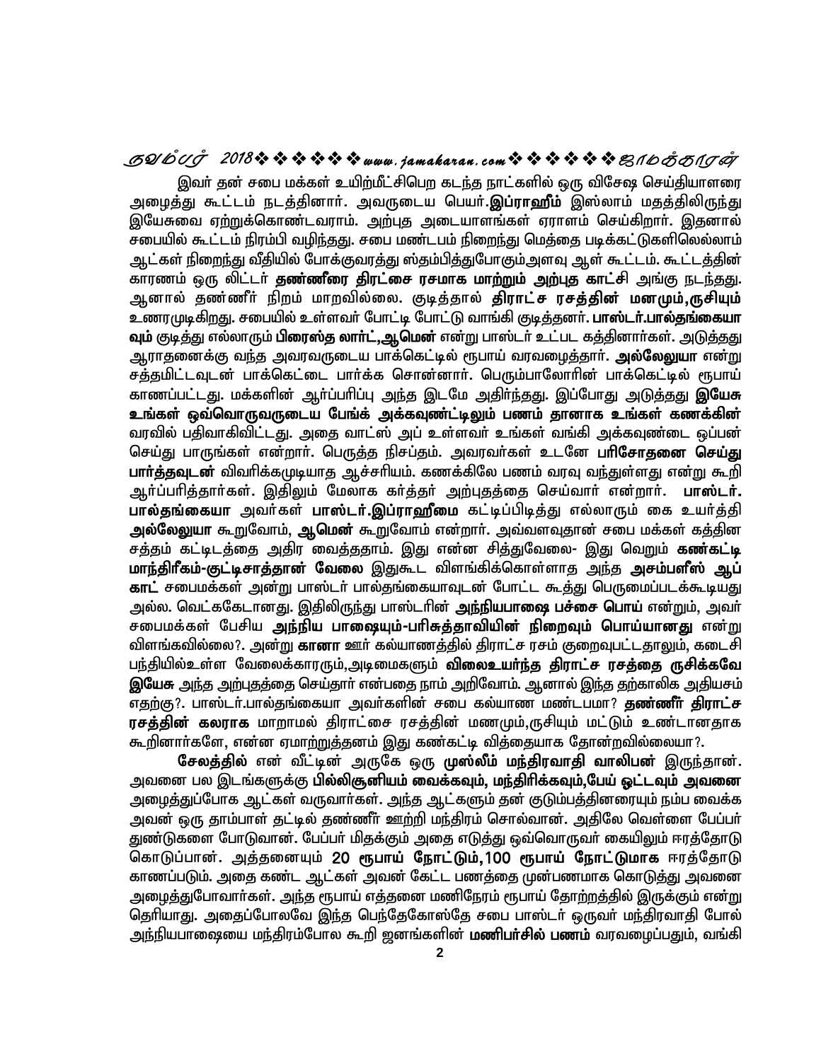இவர் தன் சபை மக்கள் உயிர்மீட்சிபெற கடந்த நாட்களில் ஒரு விசேஷ செய்தியாளரை அழைத்து கூட்டம் நடத்தினார். அவருடைய பெயர்.**இப்ராஹீம்** இஸ்லாம் மதத்திலிருந்து இயேசுவை ஏற்றுக்கொண்டவராம். அற்புத அடையாளங்கள் ஏராளம் செய்கிறார். இதனால் சபையில் கூட்டம் நிரம்பி வழிந்தது. சபை மண்டபம் நிறைந்து மெத்தை படிக்கட்டுகளிலெல்லாம் ஆட்கள் நிறைந்து வீதியில் போக்குவரத்து ஸ்தம்பித்துபோகும்அளவு ஆள் கூட்டம். கூட்டத்தின் காரணம் ஒரு லிட்டர் **தண்ணீரை திரட்சை ரசமாக மாற்றும் அற்புத காட்சி** அங்கு நடந்தது. ஆனால் தண்ணீர் நிறம் மாறவில்லை. குடித்தால் **திராட்ச ரசத்தின் மனமும்,ருசியும்** உணரமுடிகிறது. சபையில் உள்ளவர் போட்டி போட்டு வாங்கி குடித்தனர். **பாஸ்டர்.பால்தங்கையா வும்** குடித்து எல்லாரும் **பிரைஸ்த லார்ட்,ஆமென்** என்று பாஸ்டர் உட்பட கத்தினார்கள். அடுத்தது ஆராதனைக்கு வந்த அவரவருடைய பாக்கெட்டில் ரூபாய் வரவழைத்தார். **அல்லேலுயா** என்று சத்தமிட்டவுடன் பாக்கெட்டை பார்க்க சொன்னார். பெரும்பாலோரின் பாக்கெட்டில் ரூபாய் காணப்பட்டது. மக்களின் ஆர்ப்பரிப்பு அந்த இடமே அதிர்ந்தது. இப்போது அடுத்தது **இயேசு உங்கள் ஒவ்வொருவருடைய பேங்க் அக்கவுண்ட்டிலும் பணம் தானாக உங்கள் கணக்கின்** வரவில் பதிவாகிவிட்டது. அதை வாட்ஸ் அப் உள்ளவர் உங்கள் வங்கி அக்கவுண்டை ஒப்பன் செய்து பாருங்கள் என்றார். பெருத்த நிசப்தம். அவரவர்கள் உடனே **பரிசோதனை செய்து பார்த்தவுடன்** விவரிக்கமுடியாத ஆச்சரியம். கணக்கிலே பணம் வரவு வந்துள்ளது என்று கூறி ஆர்ப்பரித்தார்கள். இதிலும் மேலாக கர்த்தர் அற்புதத்தை செய்வார் என்றார். **பாஸ்டர். பால்தங்கையா** அவர்கள் **பாஸ்டர்.இப்ராஹீமை** கட்டிப்பிடித்து எல்லாரும் கை உயர்த்தி **அல்லேலுயா** கூறுவோம், **ஆமென்** கூறுவோம் என்றார். அவ்வளவுதான் சபை மக்கள் கத்தின சத்தம் கட்டிடத்தை அதிர வைத்ததாம். இது என்ன சித்துவேலை- இது வெறும் **கண்கட்டி மாந்திரீகம்-குட்டிசாத்தான் வேலை** இதுகூட விளங்கிக்கொள்ளாத அந்த **அசம்பளீஸ் ஆப் காட்** சபைமக்கள் அன்று பாஸ்டர் பால்தங்கையாவுடன் போட்ட கூத்து பெருமைப்படக்கூடியது அல்ல. வெட்கக்கேடானது. இதிலிருந்து பாஸ்டரின் **அந்நியபாஷை பச்சை பொய்** என்றும், அவர் சபைமக்கள் பேசிய **அந்நிய பாஷையும்-பரிசுத்தாவியின் நிறைவும் பொய்யானது** என்று விளங்கவில்லை?. அன்று **கானா** ஊர் கல்யாணத்தில் திராட்ச ரசம் குறைவுபட்டதாலும், கடைசி பந்தியில்உள்ள வேலைக்காரரும்,அடிமைகளும் **விலைஉயர்ந்த திராட்ச ரசத்தை ருசிக்கவே இயேசு** அந்த அற்புதத்தை செய்தார் என்பதை நாம் அறிவோம். ஆனால் இந்த தற்காலிக அதியசம் எதற்கு?. பாஸ்டர்.பால்தங்கையா அவர்களின் சபை கல்யாண மண்டபமா? **தண்ணீர் திராட்ச ரசத்தின் கலராக** மாறாமல் திராட்சை ரசத்தின் மணமும்,ருசியும் மட்டும் உண்டானதாக கூறினார்களே, என்ன ஏமாற்றுத்தனம் இது கண்கட்டி வித்தையாக தோன்றவில்லையா?.

**சேலத்தில்** என் வீட்டின் அருகே ஒரு **முஸ்லீம் மந்திரவாதி வாலிபன்** இருந்தான். அவனை பல இடங்களுக்கு **பில்லிசூனியம் வைக்கவும், மந்திரிக்கவும்,பேய் ஓட்டவும் அவனை** அழைத்துப்போக ஆட்கள் வருவார்கள். அந்த ஆட்களும் தன் குடும்பத்தினரையும் நம்ப வைக்க அவன் ஒரு தாம்பாள் தட்டில் தண்ணீர் ஊற்றி மந்திரம் சொல்வான். அதிலே வெள்ளை பேப்பர் துண்டுகளை போடுவான். பேப்பர் மிதக்கும் அதை எடுத்து ஒவ்வொருவர் கையிலும் ஈரத்தோடு கொடுப்பான். அத்தனையும் 20 ரூபாய் நோட்டும்,100 ரூபாய் நோட்டுமாக ஈரத்தோடு காணப்படும். அதை கண்ட ஆட்கள் அவன் கேட்ட பணத்தை முன்பணமாக கொடுத்து அவனை அழைத்துபோவார்கள். அந்த ரூபாய் எத்தனை மணிநேரம் ரூபாய் தோற்றத்தில் இருக்கும் என்று தெரியாது. அதைப்போலவே இந்த பெந்தேகோஸ்தே சபை பாஸ்டர் ஒருவர் மந்திரவாதி போல் அந்நியபாஷையை மந்திரம்போல கூறி ஜனங்களின் **மணிபர்சில் பணம்** வரவழைப்பதும், வங்கி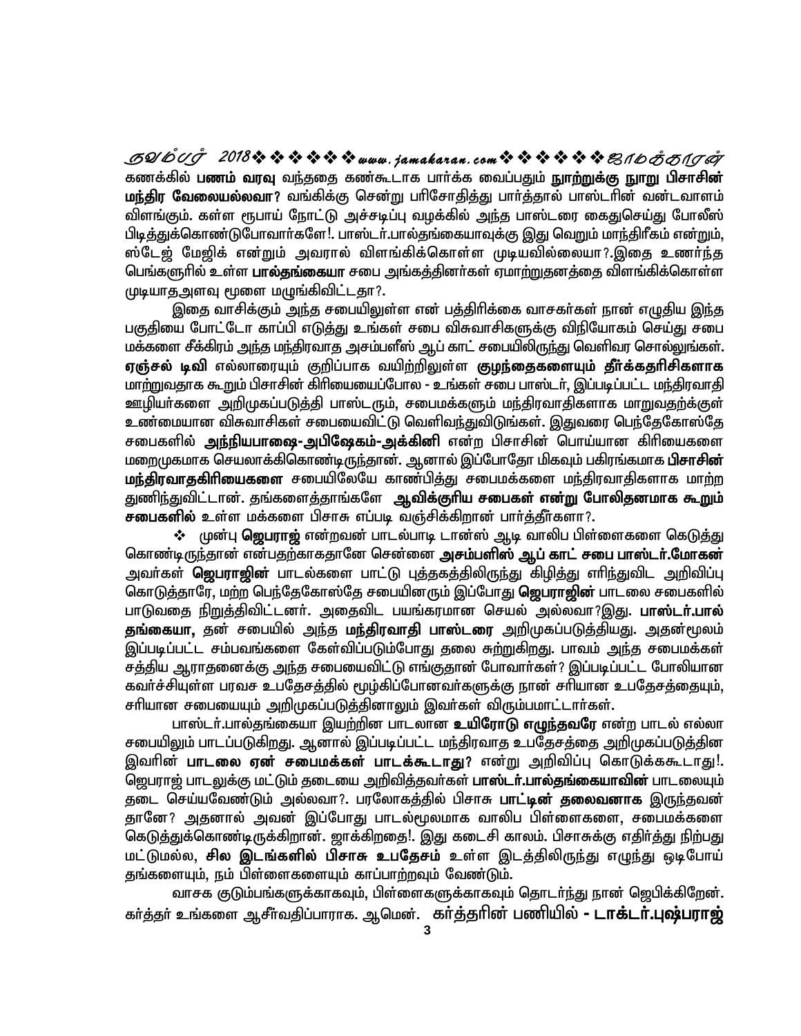கணக்கில் **பணம் வரவு** வந்ததை கண்கூடாக பார்க்க வைப்பதும் **நூற்றுக்கு நூறு பிசாசின் மந்திர வேலையல்லவா?** வங்கிக்கு சென்று பரிசோதித்து பார்த்தால் பாஸ்டரின் வண்டவாளம் விளங்கும். கள்ள ரூபாய் நோட்டு அச்சடிப்பு வழக்கில் அந்த பாஸ்டரை கைதுசெய்து போலீஸ் பிடித்துக்கொண்டுபோவார்களே!. பாஸ்டர்.பால்தங்கையாவுக்கு இது வெறும் மாந்திரீகம் என்றும், ஸ்டேஜ் மேஜிக் என்றும் அவரால் விளங்கிக்கொள்ள முடியவில்லையா?.இதை உணர்ந்த பெங்களூரில் உள்ள **பால்தங்கையா** சபை அங்கத்தினர்கள் ஏமாற்றுதனத்தை விளங்கிக்கொள்ள முடியாதஅளவு மூளை மழுங்கிவிட்டதா?.

இதை வாசிக்கும் அந்த சபையிலுள்ள என் பத்திரிக்கை வாசகர்கள் நான் எழுதிய இந்த பகுதியை போட்டோ காப்பி எடுத்து உங்கள் சபை விசுவாசிகளுக்கு விநியோகம் செய்து சபை மக்களை சீக்கிரம் அந்த மந்திரவாத அசம்பளீஸ் ஆப் காட் சபையிலிருந்து வெளிவர சொல்லுங்கள். **ஏஞ்சல் டிவி** எல்லாரையும் குறிப்பாக வயிற்றிலுள்ள **குழந்தைகளையும் தீர்க்கதரிசிகளாக** மாற்றுவதாக கூறும் பிசாசின் கிரியையைப்போல - உங்கள் சபை பாஸ்டர், இப்படிப்பட்ட மந்திரவாதி ஊழியர்களை அறிமுகப்படுத்தி பாஸ்டரும், சபைமக்களும் மந்திரவாதிகளாக மாறுவதற்குள் உண்மையான விசுவாசிகள் சபையைவிட்டு வெளிவந்துவிடுங்கள். இதுவரை பெந்தேகோஸ்தே சபைகளில் **அந்நியபாஷை-அபிஷேகம்-அக்கினி** என்ற பிசாசின் பொய்யான கிரியைகளை மறைமுகமாக செயலாக்கிகொண்டிருந்தான். ஆனால் இப்போதோ மிகவும் பகிரங்கமாக **பிசாசின் மந்திரவாதகிரியைகளை** சபையிலேயே காண்பித்து சபைமக்களை மந்திரவாதிகளாக மாற்ற துணிந்துவிட்டான். தங்களைத்தாங்களே **ஆவிக்குரிய சபைகள் என்று போலிதனமாக கூறும் சபைகளில்** உள்ள மக்களை பிசாசு எப்படி வஞ்சிக்கிறான் பார்த்தீர்களா?.

❖ முன்பு **ஜெபராஜ்** என்றவன் பாடல்பாடி டான்ஸ் ஆடி வாலிப பிள்ளைகளை கெடுத்து கொண்டிருந்தான் என்பதற்காகதானே சென்னை **அசம்பளிஸ் ஆப் காட் சபை பாஸ்டர்.மோகன்** அவர்கள் **ஜெபராஜின்** பாடல்களை பாட்டு புத்தகத்திலிருந்து கிழித்து எறிந்துவிட அறிவிப்பு கொடுத்தாரே, மற்ற பெந்தேகோஸ்தே சபையினரும் இப்போது **ஜெபராஜின்** பாடலை சபைகளில் பாடுவதை நிறுத்திவிட்டனர். அதைவிட பயங்கரமான செயல் அல்லவா?இது. **பாஸ்டர்.பால் தங்கையா,** தன் சபையில் அந்த **மந்திரவாதி பாஸ்டரை** அறிமுகப்படுத்தியது. அதன்மூலம் இப்படிப்பட்ட சம்பவங்களை கேள்விப்படும்போது தலை சுற்றுகிறது. பாவம் அந்த சபைமக்கள் சத்திய ஆராதனைக்கு அந்த சபையைவிட்டு எங்குதான் போவார்கள்? இப்படிப்பட்ட போலியான கவர்ச்சியுள்ள பரவச உபதேசத்தில் மூழ்கிப்போனவர்களுக்கு நான் சரியான உபதேசத்தையும், சரியான சபையையும் அறிமுகப்படுத்தினாலும் இவர்கள் விரும்பமாட்டார்கள்.

பாஸ்டர்.பால்தங்கையா இயற்றின பாடலான **உயிரோடு எழுந்தவரே** என்ற பாடல் எல்லா சபையிலும் பாடப்படுகிறது. ஆனால் இப்படிப்பட்ட மந்திரவாத உபதேசத்தை அறிமுகப்படுத்தின இவரின் **பாடலை ஏன் சபைமக்கள் பாடக்கூடாது?** என்று அறிவிப்பு கொடுக்ககூடாது!. ஜெபராஜ் பாடலுக்கு மட்டும் தடையை அறிவித்தவர்கள் **பாஸ்டர்.பால்தங்கையாவின்** பாடலையும் தடை செய்யவேண்டும் அல்லவா?. பரலோகத்தில் பிசாசு **பாட்டின் தலைவனாக** இருந்தவன் தானே? அதனால் அவன் இப்போது பாடல்மூலமாக வாலிப பிள்ளைகளை, சபைமக்களை கெடுத்துக்கொண்டிருக்கிறான். ஜாக்கிரதை!. இது கடைசி காலம். பிசாசுக்கு எதிர்த்து நிற்பது மட்டுமல்ல, **சில இடங்களில் பிசாசு உபதேசம்** உள்ள இடத்திலிருந்து எழுந்து ஓடிபோய் தங்களையும், நம் பிள்ளைகளையும் காப்பாற்றவும் வேண்டும்.

வாசக குடும்பங்களுக்காகவும், பிள்ளைகளுக்காகவும் தொடர்ந்து நான் ஜெபிக்கிறேன். கர்த்தர் உங்களை ஆசீர்வதிப்பாராக. ஆமென். **கர்த்தரின் பணியில் - டாக்டர்.புஷ்பராஜ்**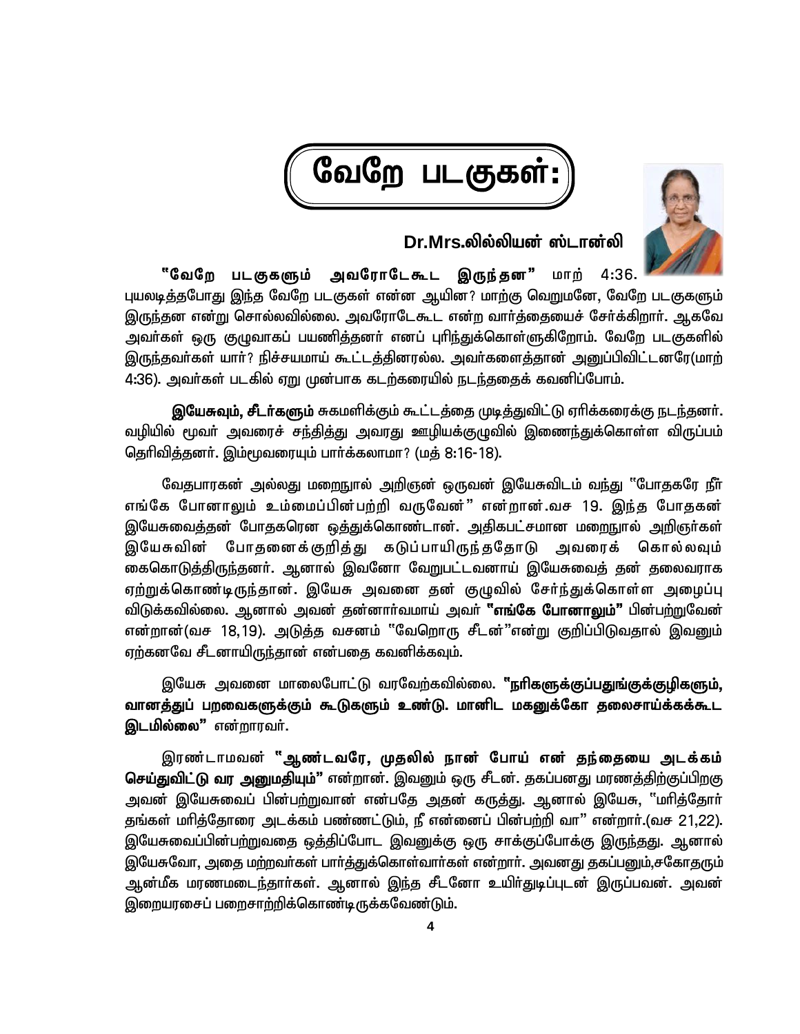# வேறே படகுகள்:

**Dr.Mrs.லில்லியன் ஸ்டான்லி**

**"வேறே படகுகளும் அவரோடேகூட இருந்தன"** மாற் 4:36. புயலடித்தபோது இந்த வேறே படகுகள் என்ன ஆயின? மாற்கு வெறுமனே, வேறே படகுகளும் இருந்தன என்று சொல்லவில்லை. அவரோடேகூட என்ற வார்த்தையைச் சேர்க்கிறார். ஆகவே அவர்கள் ஒரு குழுவாகப் பயணித்தனர் எனப் புரிந்துக்கொள்ளுகிறோம். வேறே படகுகளில் இருந்தவர்கள் யார்? நிச்சயமாய் கூட்டத்தினரல்ல. அவர்களைத்தான் அனுப்பிவிட்டனரே(மாற் 4:36). அவர்கள் படகில் ஏறு முன்பாக கடற்கரையில் நடந்ததைக் கவனிப்போம்.

**இயேசுவும், சீடர்களும்** சுகமளிக்கும் கூட்டத்தை முடித்துவிட்டு ஏரிக்கரைக்கு நடந்தனர். வழியில் மூவர் அவரைச் சந்தித்து அவரது ஊழியக்குழுவில் இணைந்துக்கொள்ள விருப்பம் தெரிவித்தனர். இம்மூவரையும் பார்க்கலாமா? (மத் 8:16-18).

வேதபாரகன் அல்லது மறைநூல் அறிஞன் ஒருவன் இயேசுவிடம் வந்து "போதகரே நீர் எங்கே போனாலும் உம்மைப்பின்பற்றி வருவேன்" என்றான்.வச 19. இந்த போதகன் இயேசுவைத்தன் போதகரென ஒத்துக்கொண்டான். அதிகபட்சமான மறைநூல் அறிஞர்கள் இயேசுவின் போதனைக்குறித்து கடுப்பாயிருந்ததோடு அவரைக் கொல்லவும் கைகொடுத்திருந்தனர். ஆனால் இவனோ வேறுபட்டவனாய் இயேசுவைத் தன் தலைவராக ஏற்றுக்கொண்டிருந்தான். இயேசு அவனை தன் குழுவில் சேர்ந்துக்கொள்ள அழைப்பு விடுக்கவில்லை. ஆனால் அவன் தன்னார்வமாய் அவர் **"எங்கே போனாலும்"** பின்பற்றுவேன் என்றான்(வச 18,19). அடுத்த வசனம் "வேறொரு சீடன்"என்று குறிப்பிடுவதால் இவனும் ஏற்கனவே சீடனாயிருந்தான் என்பதை கவனிக்கவும்.

இயேசு அவனை மாலைபோட்டு வரவேற்கவில்லை. **"நரிகளுக்குப்பதுங்குக்குழிகளும், வானத்துப் பறவைகளுக்கும் கூடுகளும் உண்டு. மானிட மகனுக்கோ தலைசாய்க்கக்கூட இடமில்லை"** என்றாரவர்.

இரண்டாமவன் **"ஆண்டவரே, முதலில் நான் போய் என் தந்தையை அடக்கம் செய்துவிட்டு வர அனுமதியும்"** என்றான். இவனும் ஒரு சீடன். தகப்பனது மரணத்திற்குப்பிறகு அவன் இயேசுவைப் பின்பற்றுவான் என்பதே அதன் கருத்து. ஆனால் இயேசு, "மரித்தோர் தங்கள் மரித்தோரை அடக்கம் பண்ணட்டும், நீ என்னைப் பின்பற்றி வா" என்றார்.(வச 21,22). இயேசுவைப்பின்பற்றுவதை ஒத்திப்போட இவனுக்கு ஒரு சாக்குப்போக்கு இருந்தது. ஆனால் இயேசுவோ, அதை மற்றவர்கள் பார்த்துக்கொள்வார்கள் என்றார். அவனது தகப்பனும்,சகோதரும் ஆன்மீக மரணமடைந்தார்கள். ஆனால் இந்த சீடனோ உயிர்துடிப்புடன் இருப்பவன். அவன் இறையரசைப் பறைசாற்றிக்கொண்டிருக்கவேண்டும்.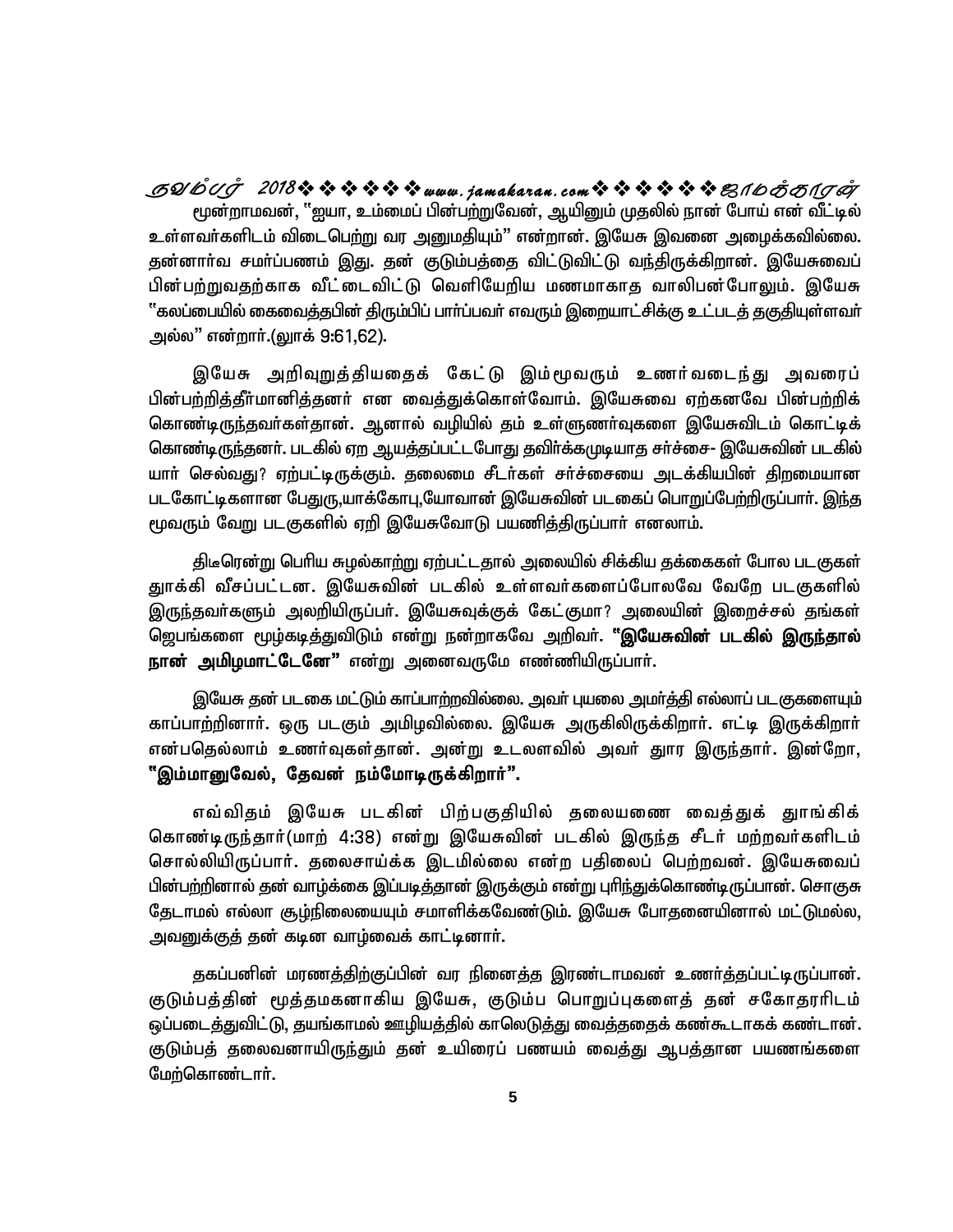மூன்றாமவன், "ஐயா, உம்மைப் பின்பற்றுவேன், ஆயினும் முதலில் நான் போய் என் வீட்டில் உள்ளவர்களிடம் விடைபெற்று வர அனுமதியும்" என்றான். இயேசு இவனை அழைக்கவில்லை. தன்னார்வ சமர்ப்பணம் இது. தன் குடும்பத்தை விட்டுவிட்டு வந்திருக்கிறான். இயேசுவைப் பின்பற்றுவதற்காக வீட்டைவிட்டு வெளியேறிய மணமாகாத வாலிபன்போலும். இயேசு "கலப்பையில் கைவைத்தபின் திரும்பிப் பார்ப்பவர் எவரும் இறையாட்சிக்கு உட்படத் தகுதியுள்ளவர் அல்ல" என்றார்.(லூக் 9:61,62).

இயேசு அறிவுறுத்தியதைக் கேட்டு இம்மூவரும் உணர்வடைந்து அவரைப் பின்பற்றித்தீர்மானித்தனர் என வைத்துக்கொள்வோம். இயேசுவை ஏற்கனவே பின்பற்றிக் கொண்டிருந்தவர்கள்தான். ஆனால் வழியில் தம் உள்ளுணர்வுகளை இயேசுவிடம் கொட்டிக் கொண்டிருந்தனர். படகில் ஏற ஆயத்தப்பட்டபோது தவிர்க்கமுடியாத சர்ச்சை- இயேசுவின் படகில் யார் செல்வது? ஏற்பட்டிருக்கும். தலைமை சீடர்கள் சர்ச்சையை அடக்கியபின் திறமையான படகோட்டிகளான பேதுரு,யாக்கோபு,யோவான் இயேசுவின் படகைப் பொறுப்பேற்றிருப்பர். இந்த மூவரும் வேறு படகுகளில் ஏறி இயேசுவோடு பயணித்திருப்பர் எனலாம்.

திடீரென்று பெரிய சுழல்காற்று ஏற்பட்டதால் அலையில் சிக்கிய தக்கைகள் போல படகுகள் தூக்கி வீசப்பட்டன. இயேசுவின் படகில் உள்ளவர்களைப்போலவே வேறே படகுகளில் இருந்தவர்களும் அலறியிருப்பர். இயேசுவுக்குக் கேட்குமா? அலையின் இறைச்சல் தங்கள் ஜெபங்களை மூழ்கடித்துவிடும் என்று நன்றாகவே அறிவர். **"இயேசுவின் படகில் இருந்தால் நான் அமிழமாட்டேனே"** என்று அனைவருமே எண்ணியிருப்பர்.

இயேசு தன் படகை மட்டும் காப்பாற்றவில்லை. அவர் புயலை அமர்த்தி எல்லாப் படகுகளையும் காப்பாற்றினார். ஒரு படகும் அமிழவில்லை. இயேசு அருகிலிருக்கிறார். எட்டி இருக்கிறார் என்பதெல்லாம் உணர்வுகள்தான். அன்று உடலளவில் அவர் தூர இருந்தார். இன்றோ, **"இம்மானுவேல், தேவன் நம்மோடிருக்கிறார்".**

எவ்விதம் இயேசு படகின் பிற்பகுதியில் தலையணை வைத்துக் தூங்கிக் கொண்டிருந்தார்(மாற் 4:38) என்று இயேசுவின் படகில் இருந்த சீடர் மற்றவர்களிடம் சொல்லியிருப்பர். தலைசாய்க்க இடமில்லை என்ற பதிலைப் பெற்றவன். இயேசுவைப் பின்பற்றினால் தன் வாழ்க்கை இப்படித்தான் இருக்கும் என்று புரிந்துக்கொண்டிருப்பான். சொகுசு தேடாமல் எல்லா சூழ்நிலையையும் சமாளிக்கவேண்டும். இயேசு போதனையினால் மட்டுமல்ல, அவனுக்குத் தன் கடின வாழ்வைக் காட்டினார்.

தகப்பனின் மரணத்திற்குப்பின் வர நினைத்த இரண்டாமவன் உணர்த்தப்பட்டிருப்பான். குடும்பத்தின் மூத்தமகனாகிய இயேசு, குடும்ப பொறுப்புகளைத் தன் சகோதரரிடம் ஒப்படைத்துவிட்டு, தயங்காமல் ஊழியத்தில் காலெடுத்து வைத்ததைக் கண்கூடாகக் கண்டான். குடும்பத் தலைவனாயிருந்தும் தன் உயிரைப் பணயம் வைத்து ஆபத்தான பயணங்களை மேற்கொண்டார்.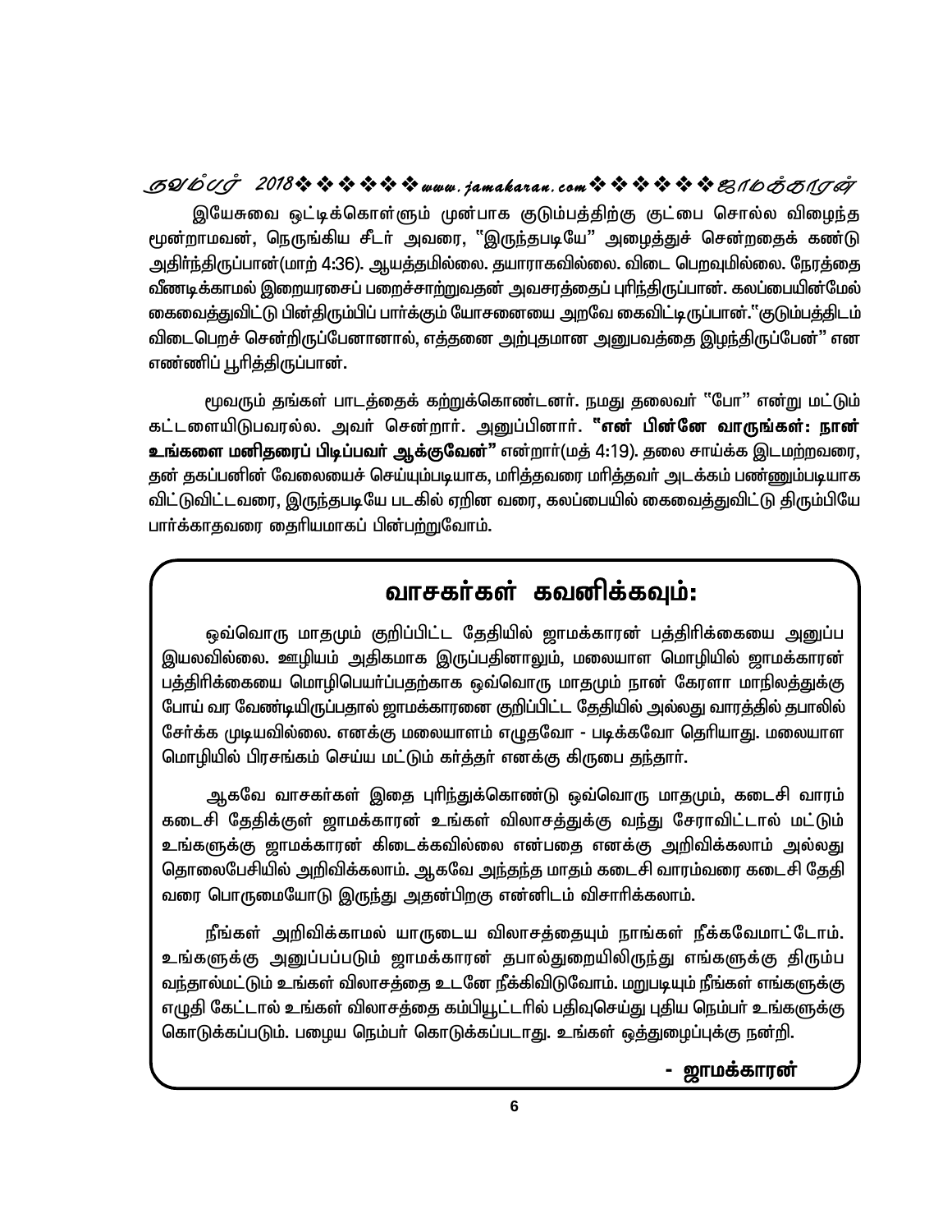இயேசுவை ஒட்டிக்கொள்ளும் முன்பாக குடும்பத்திற்கு குட்பை சொல்ல விழைந்த மூன்றாமவன், நெருங்கிய சீடர் அவரை, "இருந்தபடியே" அழைத்துச் சென்றதைக் கண்டு அதிர்ந்திருப்பான்(மாற் 4:36). ஆயத்தமில்லை. தயாராகவில்லை. விடை பெறவுமில்லை. நேரத்தை வீணடிக்காமல் இறையரசைப் பறைச்சாற்றுவதன் அவசரத்தைப் புரிந்திருப்பான். கலப்பையின்மேல் கைவைத்துவிட்டு பின்திரும்பிப் பார்க்கும் யோசனையை அறவே கைவிட்டிருப்பான்."குடும்பத்திடம் விடைபெறச் சென்றிருப்பேனானால், எத்தனை அற்புதமான அனுபவத்தை இழந்திருப்பேன்" என எண்ணிப் பூரித்திருப்பான்.

மூவரும் தங்கள் பாடத்தைக் கற்றுக்கொண்டனர். நமது தலைவர் "போ" என்று மட்டும் கட்டளையிடுபவரல்ல. அவர் சென்றார். அனுப்பினார். **"என் பின்னே வாருங்கள்: நான் உங்களை மனிதரைப் பிடிப்பவர் ஆக்குவேன்"** என்றார்(மத் 4:19). தலை சாய்க்க இடமற்றவரை, தன் தகப்பனின் வேலையைச் செய்யும்படியாக, மரித்தவரை மரித்தவர் அடக்கம் பண்ணும்படியாக விட்டுவிட்டவரை, இருந்தபடியே படகில் ஏறின வரை, கலப்பையில் கைவைத்துவிட்டு திரும்பியே பார்க்காதவரை தைரியமாகப் பின்பற்றுவோம்.

## வாசகர்கள் கவனிக்கவும்:

ஒவ்வொரு மாதமும் குறிப்பிட்ட தேதியில் ஜாமக்காரன் பத்திரிக்கையை அனுப்ப இயலவில்லை. ஊழியம் அதிகமாக இருப்பதினாலும், மலையாள மொழியில் ஜாமக்காரன் பத்திரிக்கையை மொழிபெயர்ப்பதற்காக ஒவ்வொரு மாதமும் நான் கேரளா மாநிலத்துக்கு போய் வர வேண்டியிருப்பதால் ஜாமக்காரனை குறிப்பிட்ட தேதியில் அல்லது வாரத்தில் தபாலில் சேர்க்க முடியவில்லை. எனக்கு மலையாளம் எழுதவோ - படிக்கவோ தெரியாது. மலையாள மொழியில் பிரசங்கம் செய்ய மட்டும் கர்த்தர் எனக்கு கிருபை தந்தார்.

ஆகவே வாசகர்கள் இதை புரிந்துக்கொண்டு ஒவ்வொரு மாதமும், கடைசி வாரம் கடைசி தேதிக்குள் ஜாமக்காரன் உங்கள் விலாசத்துக்கு வந்து சேராவிட்டால் மட்டும் உங்களுக்கு ஜாமக்காரன் கிடைக்கவில்லை என்பதை எனக்கு அறிவிக்கலாம் அல்லது தொலைபேசியில் அறிவிக்கலாம். ஆகவே அந்தந்த மாதம் கடைசி வாரம்வரை கடைசி தேதி வரை பொருமையோடு இருந்து அதன்பிறகு என்னிடம் விசாரிக்கலாம்.

நீங்கள் அறிவிக்காமல் யாருடைய விலாசத்தையும் நாங்கள் நீக்கவேமாட்டோம். உங்களுக்கு அனுப்பப்படும் ஜாமக்காரன் தபால்துறையிலிருந்து எங்களுக்கு திரும்ப வந்தால்மட்டும் உங்கள் விலாசத்தை உடனே நீக்கிவிடுவோம். மறுபடியும் நீங்கள் எங்களுக்கு எழுதி கேட்டால் உங்கள் விலாசத்தை கம்பியூட்டரில் பதிவுசெய்து புதிய நெம்பர் உங்களுக்கு கொடுக்கப்படும். பழைய நெம்பர் கொடுக்கப்படாது. உங்கள் ஒத்துழைப்புக்கு நன்றி.

**- ஜாமக்காரன்**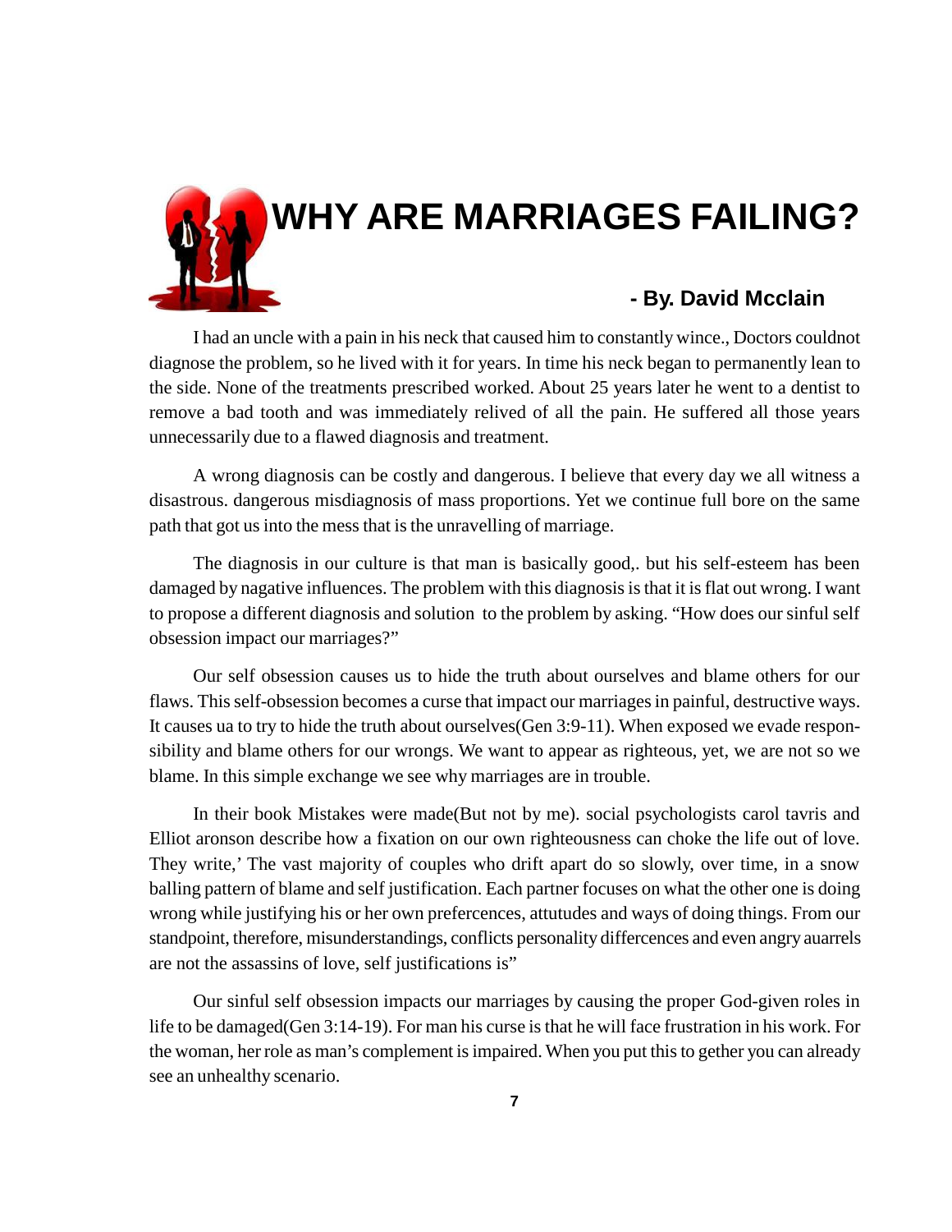# WHY ARE MARRIAGES FAILING?

**- By. David Mcclain**

I had an uncle with a pain in his neck that caused him to constantly wince., Doctors couldnot diagnose the problem, so he lived with it for years. In time his neck began to permanently lean to the side. None of the treatments prescribed worked. About 25 years later he went to a dentist to remove a bad tooth and was immediately relived of all the pain. He suffered all those years unnecessarily due to a flawed diagnosis and treatment.

A wrong diagnosis can be costly and dangerous. I believe that every day we all witness a disastrous. dangerous misdiagnosis of mass proportions. Yet we continue full bore on the same path that got us into the mess that is the unravelling of marriage.

The diagnosis in our culture is that man is basically good,. but his self-esteem has been damaged by nagative influences. The problem with this diagnosis is that it is flat out wrong. I want to propose a different diagnosis and solution to the problem by asking. "How does our sinful self obsession impact our marriages?"

Our self obsession causes us to hide the truth about ourselves and blame others for our flaws. This self-obsession becomes a curse that impact our marriages in painful, destructive ways. It causes ua to try to hide the truth about ourselves(Gen 3:9-11). When exposed we evade responsibility and blame others for our wrongs. We want to appear as righteous, yet, we are not so we blame. In this simple exchange we see why marriages are in trouble.

In their book Mistakes were made(But not by me). social psychologists carol tavris and Elliot aronson describe how a fixation on our own righteousness can choke the life out of love. They write,' The vast majority of couples who drift apart do so slowly, over time, in a snow balling pattern of blame and self justification. Each partner focuses on what the other one is doing wrong while justifying his or her own prefercences, attutudes and ways of doing things. From our standpoint, therefore, misunderstandings, conflicts personality differcences and even angry auarrels are not the assassins of love, self justifications is"

Our sinful self obsession impacts our marriages by causing the proper God-given roles in life to be damaged(Gen 3:14-19). For man his curse is that he will face frustration in his work. For the woman, her role as man's complement is impaired. When you put this to gether you can already see an unhealthy scenario.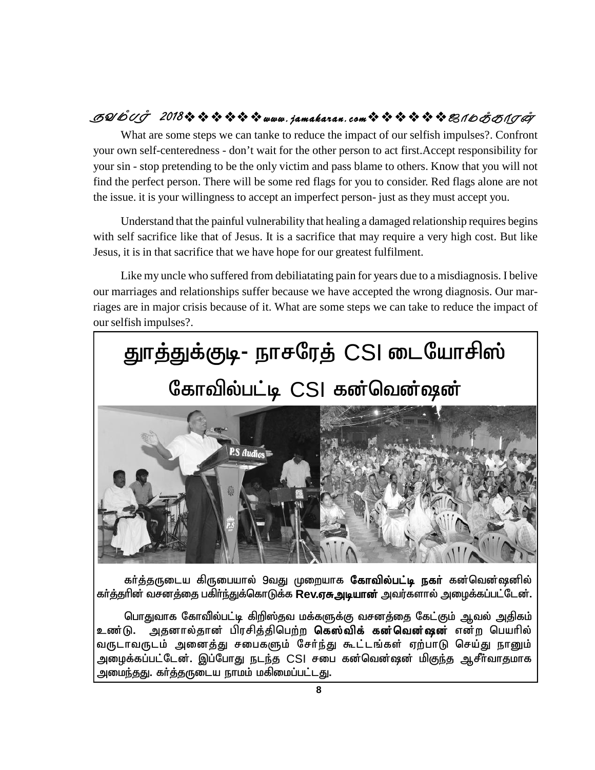What are some steps we can tanke to reduce the impact of our selfish impulses?. Confront your own self-centeredness - don't wait for the other person to act first.Accept responsibility for your sin - stop pretending to be the only victim and pass blame to others. Know that you will not find the perfect person. There will be some red flags for you to consider. Red flags alone are not the issue. it is your willingness to accept an imperfect person- just as they must accept you.

Understand that the painful vulnerability that healing a damaged relationship requires begins with self sacrifice like that of Jesus. It is a sacrifice that may require a very high cost. But like Jesus, it is in that sacrifice that we have hope for our greatest fulfilment.

Like my uncle who suffered from debiliatating pain for years due to a misdiagnosis. I belive our marriages and relationships suffer because we have accepted the wrong diagnosis. Our marriages are in major crisis because of it. What are some steps we can take to reduce the impact of our selfish impulses?.

# தூத்துக்குடி- நாசரேத் CSI டையோசிஸ்

## கோவில்பட்டி CSI கன்வென்ஷன்

கர்த்தருடைய கிருபையால் 9வது முறையாக **கோவில்பட்டி நகர்** கன்வென்ஷனில் கர்த்தரின் வசனத்தை பகிர்ந்துக்கொடுக்க **Rev.ஏசு அடியான்** அவர்களால் அழைக்கப்பட்டேன்.

பொதுவாக கோவில்பட்டி கிறிஸ்தவ மக்களுக்கு வசனத்தை கேட்கும் ஆவல் அதிகம் உண்டு. அதனால்தான் பிரசித்திபெற்ற **கெஸ்விக் கன்வென்ஷன்** என்ற பெயரில் வருடாவருடம் அனைத்து சபைகளும் சேர்ந்து கூட்டங்கள் ஏற்பாடு செய்து நானும் அழைக்கப்பட்டேன். இப்போது நடந்த CSI சபை கன்வென்ஷன் மிகுந்த ஆசீர்வாதமாக அமைந்தது. கர்த்தருடைய நாமம் மகிமைப்பட்டது.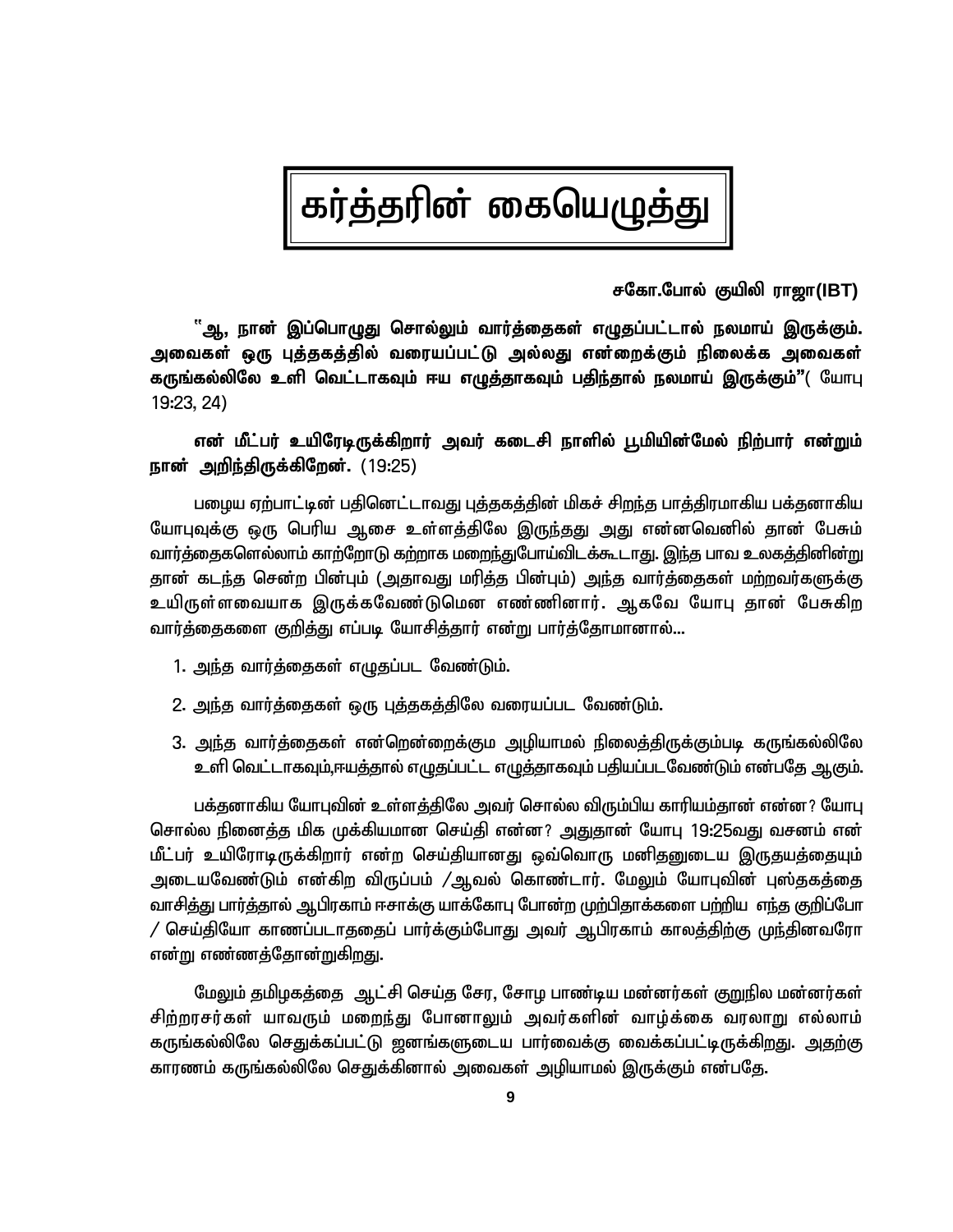# கர்த்தரின் கையெழுத்து

**சகோ.போல் குயிலி ராஜா(IBT)**

**"ஆ, நான் இப்பொழுது சொல்லும் வார்த்தைகள் எழுதப்பட்டால் நலமாய் இருக்கும். அவைகள் ஒரு புத்தகத்தில் வரையப்பட்டு அல்லது என்றைக்கும் நிலைக்க அவைகள் கருங்கல்லிலே உளி வெட்டாகவும் ஈய எழுத்தாகவும் பதிந்தால் நலமாய் இருக்கும்"**( யோபு 19:23, 24)

**என் மீட்பர் உயிரோடிருக்கிறார் அவர் கடைசி நாளில் பூமியின்மேல் நிற்பார் என்றும் நான் அறிந்திருக்கிறேன்.** (19:25)

பழைய ஏற்பாட்டின் பதினெட்டாவது புத்தகத்தின் மிகச் சிறந்த பாத்திரமாகிய பக்தனாகிய யோபுவுக்கு ஒரு பெரிய ஆசை உள்ளத்திலே இருந்தது அது என்னவெனில் தான் பேசும் வார்த்தைகளெல்லாம் காற்றோடு கற்றாக மறைந்துபோய்விடக்கூடாது. இந்த பாவ உலகத்தினின்று தான் கடந்த சென்ற பின்பும் (அதாவது மரித்த பின்பும்) அந்த வார்த்தைகள் மற்றவர்களுக்கு உயிருள்ளவையாக இருக்கவேண்டுமென எண்ணினார். ஆகவே யோபு தான் பேசுகிற வார்த்தைகளை குறித்து எப்படி யோசித்தார் என்று பார்த்தோமானால்...

1. அந்த வார்த்தைகள் எழுதப்பட வேண்டும்.
2. அந்த வார்த்தைகள் ஒரு புத்தகத்திலே வரையப்பட வேண்டும்.
3. அந்த வார்த்தைகள் என்றென்றைக்கும அழியாமல் நிலைத்திருக்கும்படி கருங்கல்லிலே உளி வெட்டாகவும்,ஈயத்தால் எழுதப்பட்ட எழுத்தாகவும் பதியப்படவேண்டும் என்பதே ஆகும்.

பக்தனாகிய யோபுவின் உள்ளத்திலே அவர் சொல்ல விரும்பிய காரியம்தான் என்ன? யோபு சொல்ல நினைத்த மிக முக்கியமான செய்தி என்ன? அதுதான் யோபு 19:25வது வசனம் என் மீட்பர் உயிரோடிருக்கிறார் என்ற செய்தியானது ஒவ்வொரு மனிதனுடைய இருதயத்தையும் அடையவேண்டும் என்கிற விருப்பம் /ஆவல் கொண்டார். மேலும் யோபுவின் புஸ்தகத்தை வாசித்து பார்த்தால் ஆபிரகாம் ஈசாக்கு யாக்கோபு போன்ற முற்பிதாக்களை பற்றிய எந்த குறிப்போ / செய்தியோ காணப்படாததைப் பார்க்கும்போது அவர் ஆபிரகாம் காலத்திற்கு முந்தினவரோ என்று எண்ணத்தோன்றுகிறது.

மேலும் தமிழகத்தை ஆட்சி செய்த சேர, சோழ பாண்டிய மன்னர்கள் குறுநில மன்னர்கள் சிற்றரசர்கள் யாவரும் மறைந்து போனாலும் அவர்களின் வாழ்க்கை வரலாறு எல்லாம் கருங்கல்லிலே செதுக்கப்பட்டு ஜனங்களுடைய பார்வைக்கு வைக்கப்பட்டிருக்கிறது. அதற்கு காரணம் கருங்கல்லிலே செதுக்கினால் அவைகள் அழியாமல் இருக்கும் என்பதே.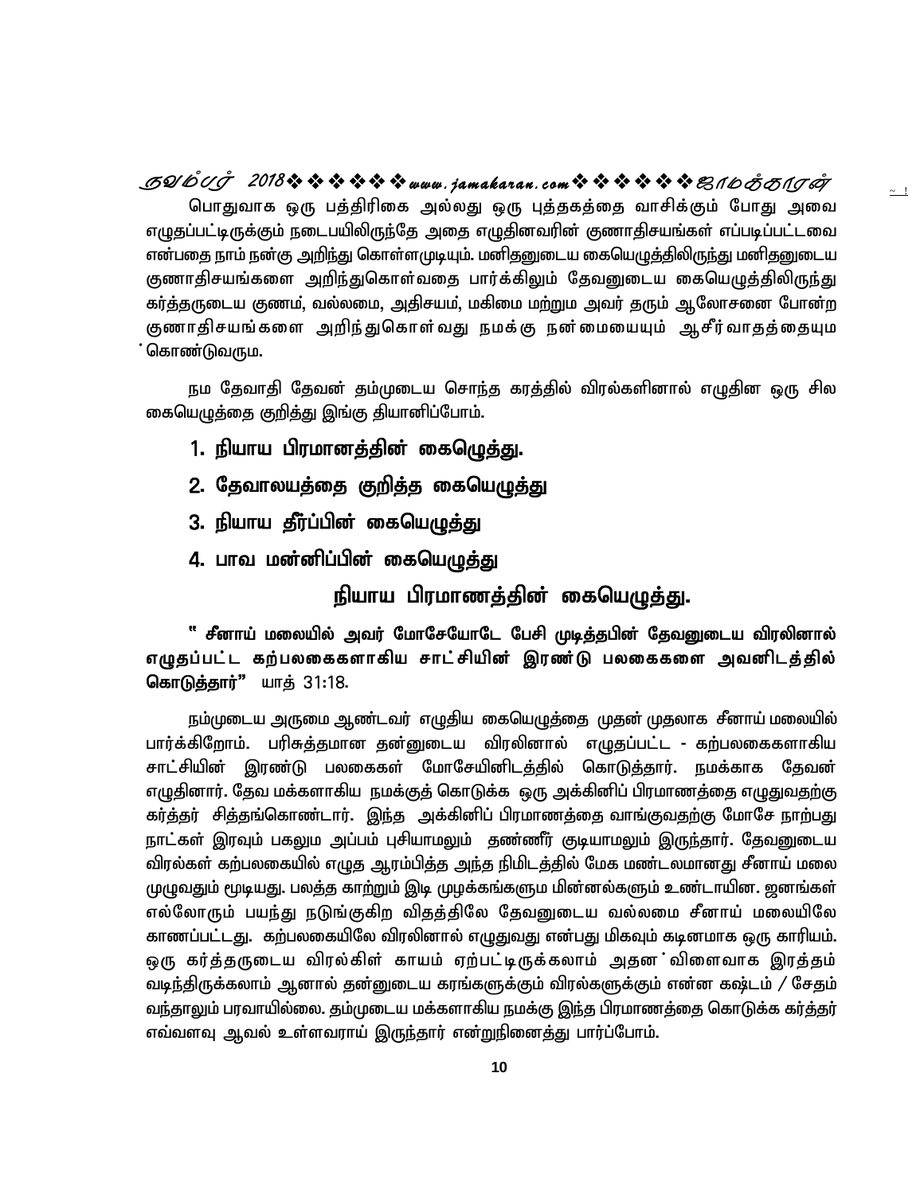பொதுவாக ஒரு பத்திரிகை அல்லது ஒரு புத்தகத்தை வாசிக்கும் போது அவை எழுதப்பட்டிருக்கும் நடைபயிலிருந்தே அதை எழுதினவரின் குணாதிசயங்கள் எப்படிப்பட்டவை என்பதை நாம் நன்கு அறிந்து கொள்ளமுடியும். மனிதனுடைய கையெழுத்திலிருந்து மனிதனுடைய குணாதிசயங்களை அறிந்துகொள்வதை பார்க்கிலும் தேவனுடைய கையெழுத்திலிருந்து கர்த்தருடைய குணம், வல்லமை, அதிசயம், மகிமை மற்றும் அவர் தரும் ஆலோசனை போன்ற குணாதிசயங்களை அறிந்துகொள்வது நமக்கு நன்மையையும் ஆசீர்வாதத்தையும கொண்டுவரும.

நம தேவாதி தேவன் தம்முடைய சொந்த கரத்தில் விரல்களினால் எழுதின ஒரு சில கையெழுத்தை குறித்து இங்கு தியானிப்போம்.

1. நியாய பிரமானத்தின் கைழெுத்து.
2. தேவாலயத்தை குறித்த கையெழுத்து
3. நியாய தீர்ப்பின் கையெழுத்து
4. பாவ மன்னிப்பின் கையெழுத்து

## நியாய பிரமாணத்தின் கையெழுத்து.

**" சீனாய் மலையில் அவர் மோசேயோடே பேசி முடித்தபின் தேவனுடைய விரலினால் எழுதப்பட்ட கற்பலகைகளாகிய சாட்சியின் இரண்டு பலகைகளை அவனிடத்தில் கொடுத்தார்"** யாத் 31:18.

நம்முடைய அருமை ஆண்டவர் எழுதிய கையெழுத்தை முதன் முதலாக சீனாய் மலையில் பார்க்கிறோம். பரிசுத்தமான தன்னுடைய விரலினால் எழுதப்பட்ட - கற்பலகைகளாகிய சாட்சியின் இரண்டு பலகைகள் மோசேயினிடத்தில் கொடுத்தார். நமக்காக தேவன் எழுதினார். தேவ மக்களாகிய நமக்குத் கொடுக்க ஒரு அக்கினிப் பிரமாணத்தை எழுதுவதற்கு கர்த்தர் சித்தங்கொண்டார். இந்த அக்கினிப் பிரமாணத்தை வாங்குவதற்கு மோசே நாற்பது நாட்கள் இரவும் பகலும் அப்பம் புசியாமலும் தண்ணீர் குடியாமலும் இருந்தார். தேவனுடைய விரல்கள் கற்பலகையில் எழுத ஆரம்பித்த அந்த நிமிடத்தில் மேக மண்டலமானது சீனாய் மலை முழுவதும் மூடியது. பலத்த காற்றும் இடி முழக்கங்களும் மின்னல்களும் உண்டாயின. ஜனங்கள் எல்லோரும் பயந்து நடுங்குகிற விதத்திலே தேவனுடைய வல்லமை சீனாய் மலையிலே காணப்பட்டது. கற்பலகையிலே விரலினால் எழுதுவது என்பது மிகவும் கடினமாக ஒரு காரியம். ஒரு கர்த்தருடைய விரல்கிள் காயம் ஏற்பட்டிருக்கலாம் அதன விளைவாக இரத்தம் வடிந்திருக்கலாம் ஆனால் தன்னுடைய கரங்களுக்கும் விரல்களுக்கும் என்ன கஷ்டம் / சேதம் வந்தாலும் பரவாயில்லை. தம்முடைய மக்களாகிய நமக்கு இந்த பிரமாணத்தை கொடுக்க கர்த்தர் எவ்வளவு ஆவல் உள்ளவராய் இருந்தார் என்றுநினைத்து பார்ப்போம்.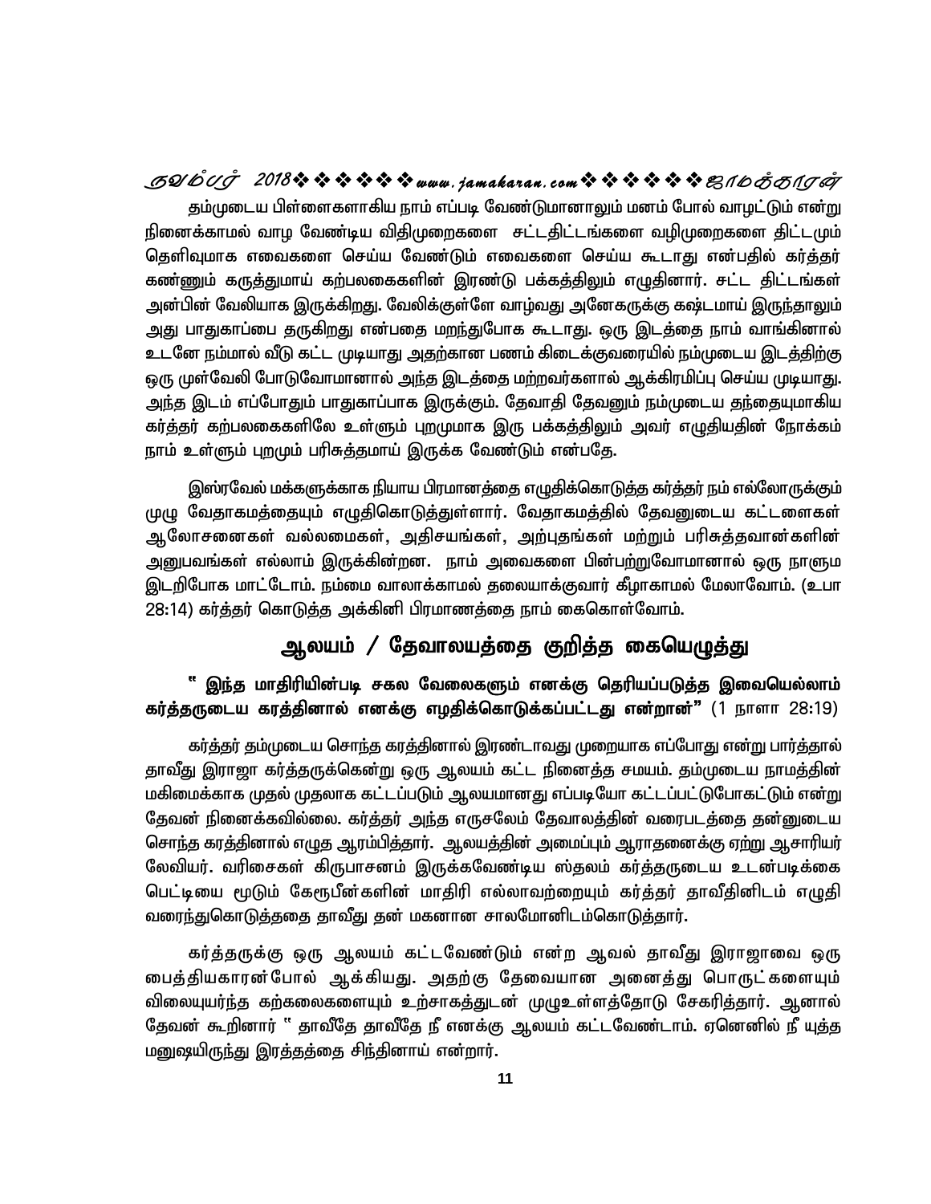தம்முடைய பிள்ளைகளாகிய நாம் எப்படி வேண்டுமானாலும் மனம் போல் வாழட்டும் என்று நினைக்காமல் வாழ வேண்டிய விதிமுறைகளை சட்டதிட்டங்களை வழிமுறைகளை திட்டமும் தெளிவுமாக எவைகளை செய்ய வேண்டும் எவைகளை செய்ய கூடாது என்பதில் கர்த்தர் கண்ணும் கருத்துமாய் கற்பலகைகளின் இரண்டு பக்கத்திலும் எழுதினார். சட்ட திட்டங்கள் அன்பின் வேலியாக இருக்கிறது. வேலிக்குள்ளே வாழ்வது அனேகருக்கு கஷ்டமாய் இருந்தாலும் அது பாதுகாப்பை தருகிறது என்பதை மறந்துபோக கூடாது. ஒரு இடத்தை நாம் வாங்கினால் உடனே நம்மால் வீடு கட்ட முடியாது அதற்கான பணம் கிடைக்குவரையில் நம்முடைய இடத்திற்கு ஒரு முள்வேலி போடுவோமானால் அந்த இடத்தை மற்றவர்களால் ஆக்கிரமிப்பு செய்ய முடியாது. அந்த இடம் எப்போதும் பாதுகாப்பாக இருக்கும். தேவாதி தேவனும் நம்முடைய தந்தையுமாகிய கர்த்தர் கற்பலகைகளிலே உள்ளும் புறமுமாக இரு பக்கத்திலும் அவர் எழுதியதின் நோக்கம் நாம் உள்ளும் புறமும் பரிசுத்தமாய் இருக்க வேண்டும் என்பதே.

இஸ்ரவேல் மக்களுக்காக நியாய பிரமானத்தை எழுதிக்கொடுத்த கர்த்தர் நம் எல்லோருக்கும் முழு வேதாகமத்தையும் எழுதிகொடுத்துள்ளார். வேதாகமத்தில் தேவனுடைய கட்டளைகள் ஆலோசனைகள் வல்லமைகள், அதிசயங்கள், அற்புதங்கள் மற்றும் பரிசுத்தவான்களின் அனுபவங்கள் எல்லாம் இருக்கின்றன. நாம் அவைகளை பின்பற்றுவோமானால் ஒரு நாளும இடறிபோக மாட்டோம். நம்மை வாலாக்காமல் தலையாக்குவார் கீழாகாமல் மேலாவோம். (உபா 28:14) கர்த்தர் கொடுத்த அக்கினி பிரமாணத்தை நாம் கைகொள்வோம்.

## ஆலயம் / தேவாலயத்தை குறித்த கையெழுத்து

**" இந்த மாதிரியின்படி சகல வேலைகளும் எனக்கு தெரியப்படுத்த இவையெல்லாம் கர்த்தருடைய கரத்தினால் எனக்கு எழதிக்கொடுக்கப்பட்டது என்றான்"** (1 நாளா 28:19)

கர்த்தர் தம்முடைய சொந்த கரத்தினால் இரண்டாவது முறையாக எப்போது என்று பார்த்தால் தாவீது இராஜா கர்த்தருக்கென்று ஒரு ஆலயம் கட்ட நினைத்த சமயம். தம்முடைய நாமத்தின் மகிமைக்காக முதல் முதலாக கட்டப்படும் ஆலயமானது எப்படியோ கட்டப்பட்டுபோகட்டும் என்று தேவன் நினைக்கவில்லை. கர்த்தர் அந்த எருசலேம் தேவாலத்தின் வரைபடத்தை தன்னுடைய சொந்த கரத்தினால் எழுத ஆரம்பித்தார். ஆலயத்தின் அமைப்பும் ஆராதனைக்கு ஏற்று ஆசாரியர் லேவியர். வரிசைகள் கிருபாசனம் இருக்கவேண்டிய ஸ்தலம் கர்த்தருடைய உடன்படிக்கை பெட்டியை மூடும் கேரூபீன்களின் மாதிரி எல்லாவற்றையும் கர்த்தர் தாவீதினிடம் எழுதி வரைந்துகொடுத்ததை தாவீது தன் மகனான சாலமோனிடம்கொடுத்தார்.

கர்த்தருக்கு ஒரு ஆலயம் கட்டவேண்டும் என்ற ஆவல் தாவீது இராஜாவை ஒரு பைத்தியகாரன்போல் ஆக்கியது. அதற்கு தேவையான அனைத்து பொருட்களையும் விலையுயர்ந்த கற்கலைகளையும் உற்சாகத்துடன் முழுஉள்ளத்தோடு சேகரித்தார். ஆனால் தேவன் கூறினார் " தாவீதே தாவீதே நீ எனக்கு ஆலயம் கட்டவேண்டாம். ஏனெனில் நீ யுத்த மனுஷயிருந்து இரத்தத்தை சிந்தினாய் என்றார்.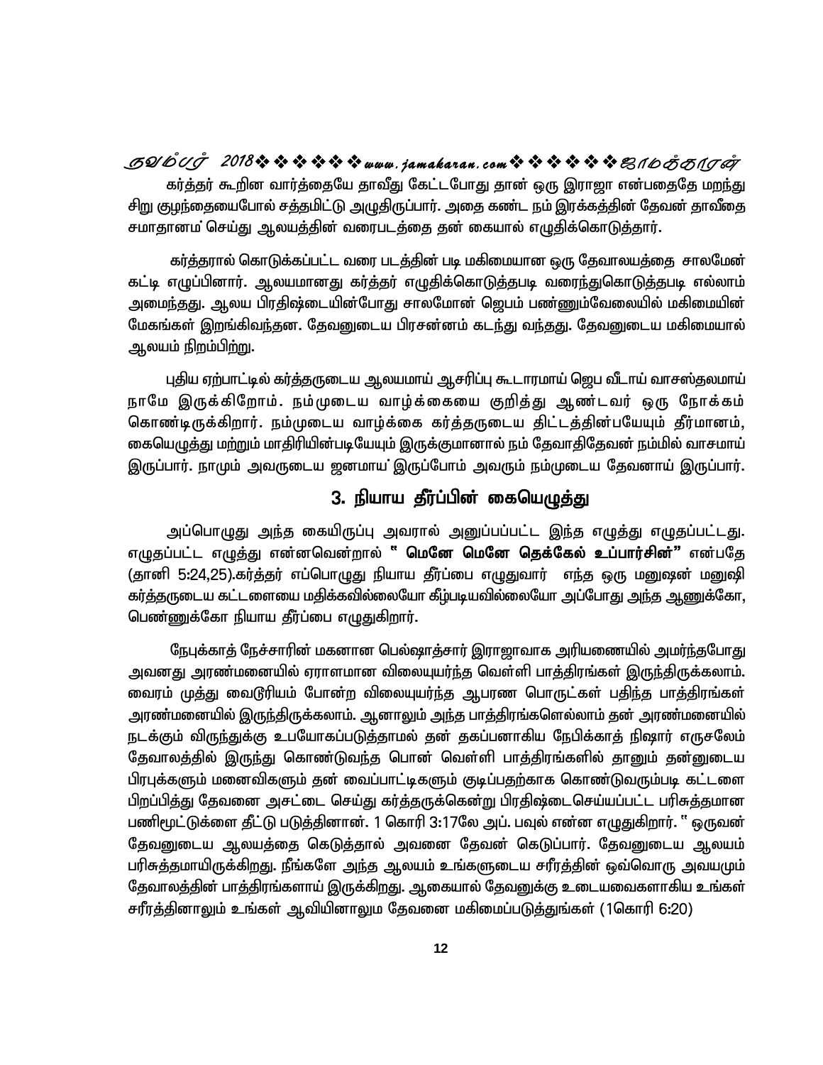கர்த்தர் கூறின வார்த்தையே தாவீது கேட்டபோது தான் ஒரு இராஜா என்பதைதே மறந்து சிறு குழந்தையைபோல் சத்தமிட்டு அழுதிருப்பார். அதை கண்ட நம் இரக்கத்தின் தேவன் தாவீதை சமாதானம் செய்து ஆலயத்தின் வரைபடத்தை தன் கையால் எழுதிக்கொடுத்தார்.

கர்த்தரால் கொடுக்கப்பட்ட வரை படத்தின் படி மகிமையான ஒரு தேவாலயத்தை சாலமோன் கட்டி எழுப்பினார். ஆலயமானது கர்த்தர் எழுதிக்கொடுத்தபடி வரைந்துகொடுத்தபடி எல்லாம் அமைந்தது. ஆலய பிரதிஷ்டையின்போது சாலமோன் ஜெபம் பண்ணும்வேலையில் மகிமையின் மேகங்கள் இறங்கிவந்தன. தேவனுடைய பிரசன்னம் கடந்து வந்தது. தேவனுடைய மகிமையால் ஆலயம் நிறம்பிற்று.

புதிய ஏற்பாட்டில் கர்த்தருடைய ஆலயமாய் ஆசரிப்பு கூடாரமாய் ஜெப வீடாய் வாசஸ்தலமாய் நாமே இருக்கிறோம். நம்முடைய வாழ்க்கையை குறித்து ஆண்டவர் ஒரு நோக்கம் கொண்டிருக்கிறார். நம்முடைய வாழ்க்கை கர்த்தருடைய திட்டத்தின்படியேயும் தீர்மானம், கையெழுத்து மற்றும் மாதிரியின்படியேயும் இருக்குமானால் நம் தேவாதிதேவன் நம்மில் வாசமாய் இருப்பார். நாமும் அவருடைய ஜனமாய் இருப்போம் அவரும் நம்முடைய தேவனாய் இருப்பார்.

## 3. நியாய தீர்ப்பின் கையெழுத்து

அப்பொழுது அந்த கையிருப்பு அவரால் அனுப்பப்பட்ட இந்த எழுத்து எழுதப்பட்டது. எழுதப்பட்ட எழுத்து என்னவென்றால் **" மெனே மெனே தெக்கேல் உப்பார்சின்"** என்பதே (தானி 5:24,25).கர்த்தர் எப்பொழுது நியாய தீர்ப்பை எழுதுவார் எந்த ஒரு மனுஷன் மனுஷி கர்த்தருடைய கட்டளையை மதிக்கவில்லையோ கீழ்படியவில்லையோ அப்போது அந்த ஆணுக்கோ, பெண்ணுக்கோ நியாய தீர்ப்பை எழுதுகிறார்.

நேபுக்காத் நேச்சாரின் மகனான பெல்ஷாத்சார் இராஜாவாக அரியணையில் அமர்ந்தபோது அவனது அரண்மனையில் ஏராளமான விலையுயர்ந்த வெள்ளி பாத்திரங்கள் இருந்திருக்கலாம். வைரம் முத்து வைடூரியம் போன்ற விலையுயர்ந்த ஆபரண பொருட்கள் பதிந்த பாத்திரங்கள் அரண்மனையில் இருந்திருக்கலாம். ஆனாலும் அந்த பாத்திரங்களெல்லாம் தன் அரண்மனையில் நடக்கும் விருந்துக்கு உபயோகப்படுத்தாமல் தன் தகப்பனாகிய நேபிக்காத் நிஷார் எருசலேம் தேவாலத்தில் இருந்து கொண்டுவந்த பொன் வெள்ளி பாத்திரங்களில் தானும் தன்னுடைய பிரபுக்களும் மனைவிகளும் தன் வைப்பாட்டிகளும் குடிப்பதற்காக கொண்டுவரும்படி கட்டளை பிறப்பித்து தேவனை அசட்டை செய்து கர்த்தருக்கென்று பிரதிஷ்டைசெய்யப்பட்ட பரிசுத்தமான பணிமுட்டுக்களை தீட்டு படுத்தினான். 1 கொரி 3:17லே அப். பவுல் என்ன எழுதுகிறார். " ஒருவன் தேவனுடைய ஆலயத்தை கெடுத்தால் அவனை தேவன் கெடுப்பார். தேவனுடைய ஆலயம் பரிசுத்தமாயிருக்கிறது. நீங்களே அந்த ஆலயம் உங்களுடைய சரீரத்தின் ஒவ்வொரு அவயமும் தேவாலத்தின் பாத்திரங்களாய் இருக்கிறது. ஆகையால் தேவனுக்கு உடையவைகளாகிய உங்கள் சரீரத்தினாலும் உங்கள் ஆவியினாலும தேவனை மகிமைப்படுத்துங்கள் (1கொரி 6:20)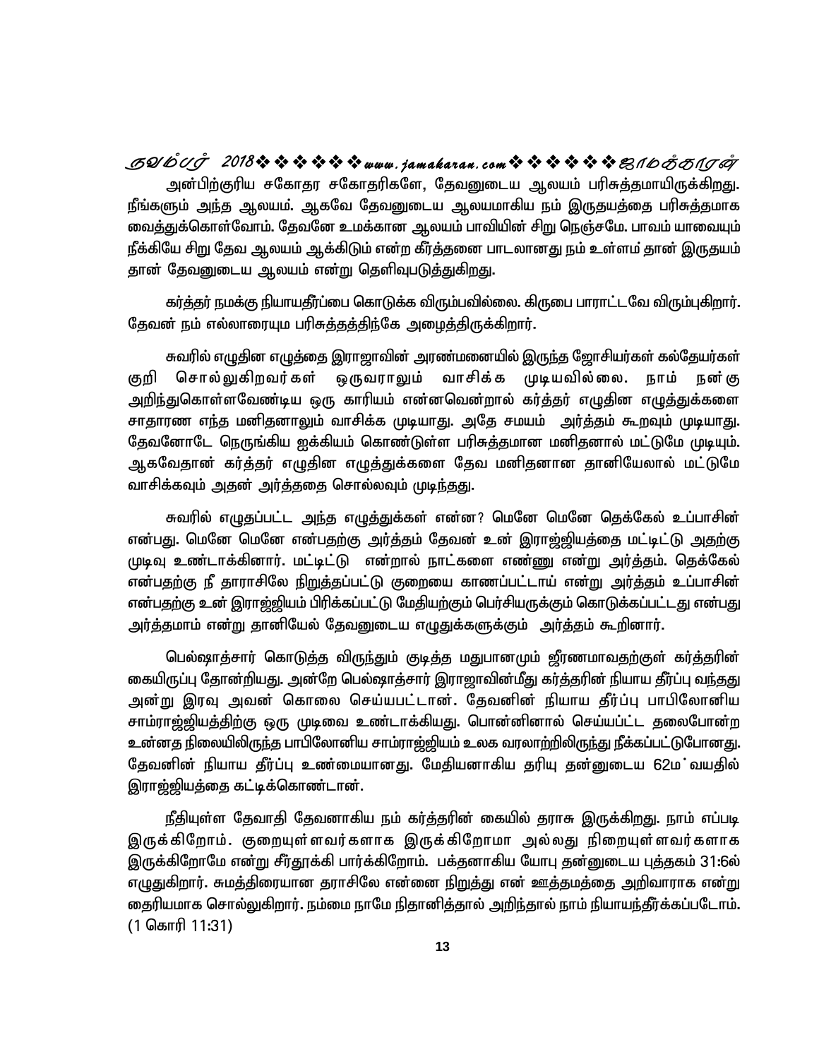அன்பிற்குரிய சகோதர சகோதரிகளே, தேவனுடைய ஆலயம் பரிசுத்தமாயிருக்கிறது. நீங்களும் அந்த ஆலயம். ஆகவே தேவனுடைய ஆலயமாகிய நம் இருதயத்தை பரிசுத்தமாக வைத்துக்கொள்வோம். தேவனே உமக்கான ஆலயம் பாவியின் சிறு நெஞ்சமே. பாவம் யாவையும் நீக்கியே சிறு தேவ ஆலயம் ஆக்கிடும் என்ற கீர்த்தனை பாடலானது நம் உள்ளம் தான் இருதயம் தான் தேவனுடைய ஆலயம் என்று தெளிவுபடுத்துகிறது.

கர்த்தர் நமக்கு நியாயதீர்ப்பை கொடுக்க விரும்பவில்லை. கிருபை பாராட்டவே விரும்புகிறார். தேவன் நம் எல்லாரையும் பரிசுத்தத்திற்கே அழைத்திருக்கிறார்.

சுவரில் எழுதின எழுத்தை இராஜாவின் அரண்மனையில் இருந்த ஜோசியர்கள் கல்தேயர்கள் குறி சொல்லுகிறவர்கள் ஒருவராலும் வாசிக்க முடியவில்லை. நாம் நன்கு அறிந்துகொள்ளவேண்டிய ஒரு காரியம் என்னவென்றால் கர்த்தர் எழுதின எழுத்துக்களை சாதாரண எந்த மனிதனாலும் வாசிக்க முடியாது. அதே சமயம் அர்த்தம் கூறவும் முடியாது. தேவனோடே நெருங்கிய ஐக்கியம் கொண்டுள்ள பரிசுத்தமான மனிதனால் மட்டுமே முடியும். ஆகவேதான் கர்த்தர் எழுதின எழுத்துக்களை தேவ மனிதனான தானியேலால் மட்டுமே வாசிக்கவும் அதன் அர்த்ததை சொல்லவும் முடிந்தது.

சுவரில் எழுதப்பட்ட அந்த எழுத்துக்கள் என்ன? மெனே மெனே தெக்கேல் உப்பாசின் என்பது. மெனே மெனே என்பதற்கு அர்த்தம் தேவன் உன் இராஜ்ஜியத்தை மட்டிட்டு அதற்கு முடிவு உண்டாக்கினார். மட்டிட்டு என்றால் நாட்களை எண்ணு என்று அர்த்தம். தெக்கேல் என்பதற்கு நீ தாராசிலே நிறுத்தப்பட்டு குறையை காணப்பட்டாய் என்று அர்த்தம் உப்பாசின் என்பதற்கு உன் இராஜ்ஜியம் பிரிக்கப்பட்டு மேதியற்கும் பெர்சியருக்கும் கொடுக்கப்பட்டது என்பது அர்த்தமாம் என்று தானியேல் தேவனுடைய எழுதுக்களுக்கும் அர்த்தம் கூறினார்.

பெல்ஷாத்சார் கொடுத்த விருந்தும் குடித்த மதுபானமும் ஜீரணமாவதற்குள் கர்த்தரின் கையிருப்பு தோன்றியது. அன்றே பெல்ஷாத்சார் இராஜாவின்மீது கர்த்தரின் நியாய தீர்ப்பு வந்தது அன்று இரவு அவன் கொலை செய்யபட்டான். தேவனின் நியாய தீர்ப்பு பாபிலோனிய சாம்ராஜ்ஜியத்திற்கு ஒரு முடிவை உண்டாக்கியது. பொன்னினால் செய்யப்பட்ட தலைபோன்ற உன்னத நிலையிலிருந்த பாபிலோனிய சாம்ராஜ்ஜியம் உலக வரலாற்றிலிருந்து நீக்கப்பட்டுபோனது. தேவனின் நியாய தீர்ப்பு உண்மையானது. மேதியனாகிய தரியு தன்னுடைய 62ம் வயதில் இராஜ்ஜியத்தை கட்டிக்கொண்டான்.

நீதியுள்ள தேவாதி தேவனாகிய நம் கர்த்தரின் கையில் தராசு இருக்கிறது. நாம் எப்படி இருக்கிறோம். குறையுள்ளவர்களாக இருக்கிறோமா அல்லது நிறையுள்ளவர்களாக இருக்கிறோமே என்று சீர்தூக்கி பார்க்கிறோம். பக்தனாகிய யோபு தன்னுடைய புத்தகம் 31:6ல் எழுதுகிறார். சுமத்திரையான தராசிலே என்னை நிறுத்து என் ஊத்தமத்தை அறிவாராக என்று தைரியமாக சொல்லுகிறார். நம்மை நாமே நிதானித்தால் அறிந்தால் நாம் நியாயந்தீர்க்கப்படோம். (1 கொரி 11:31)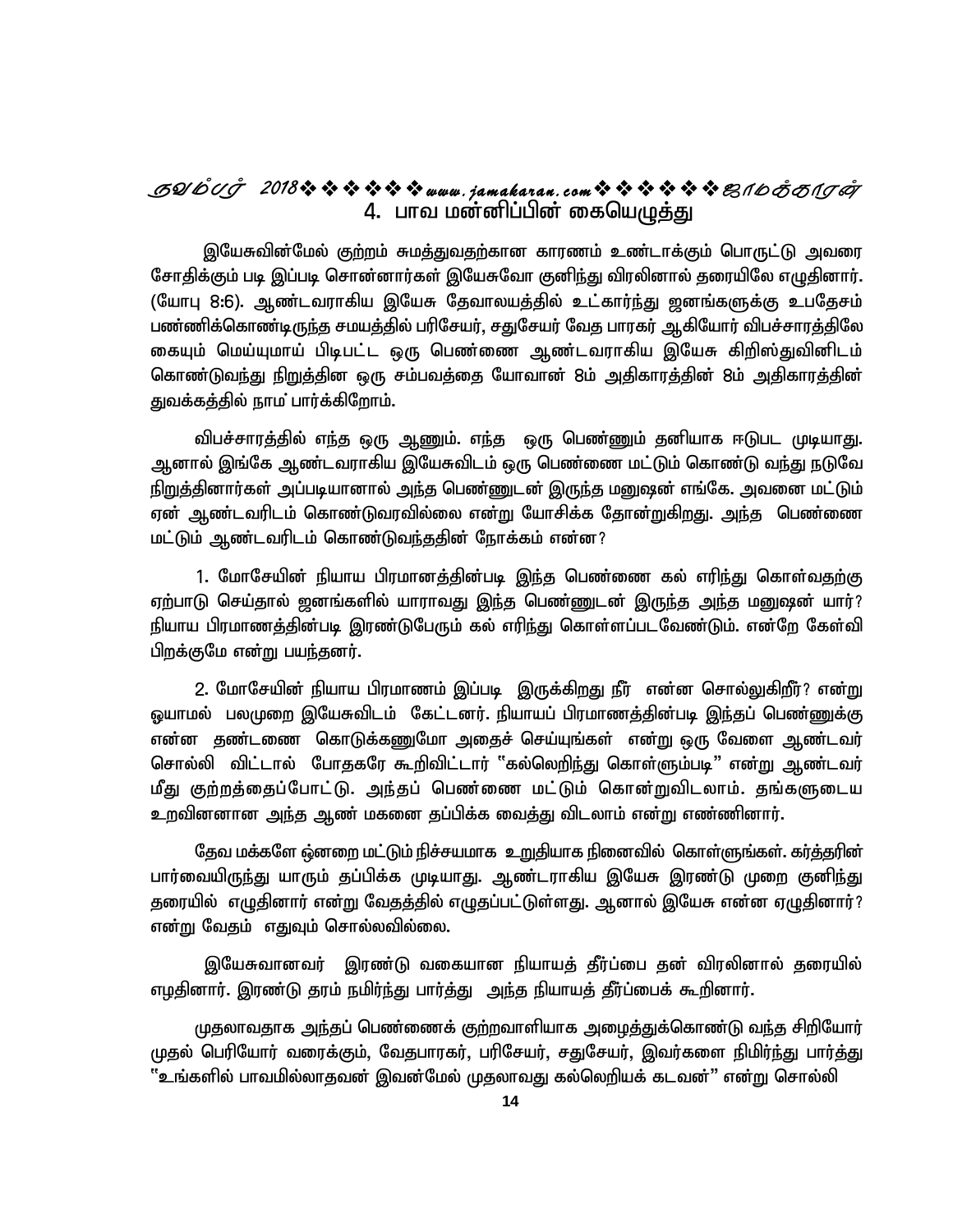## 4. பாவ மன்னிப்பின் கையெழுத்து

இயேசுவின்மேல் குற்றம் சுமத்துவதற்கான காரணம் உண்டாக்கும் பொருட்டு அவரை சோதிக்கும் படி இப்படி சொன்னார்கள் இயேசுவோ குனிந்து விரலினால் தரையிலே எழுதினார். (யோபு 8:6). ஆண்டவராகிய இயேசு தேவாலயத்தில் உட்கார்ந்து ஜனங்களுக்கு உபதேசம் பண்ணிக்கொண்டிருந்த சமயத்தில் பரிசேயர், சதுசேயர் வேத பாரகர் ஆகியோர் விபச்சாரத்திலே கையும் மெய்யுமாய் பிடிபட்ட ஒரு பெண்ணை ஆண்டவராகிய இயேசு கிறிஸ்துவினிடம் கொண்டுவந்து நிறுத்தின ஒரு சம்பவத்தை யோவான் 8ம் அதிகாரத்தின் 8ம் அதிகாரத்தின் துவக்கத்தில் நாம் பார்க்கிறோம்.

விபச்சாரத்தில் எந்த ஒரு ஆணும். எந்த ஒரு பெண்ணும் தனியாக ஈடுபட முடியாது. ஆனால் இங்கே ஆண்டவராகிய இயேசுவிடம் ஒரு பெண்ணை மட்டும் கொண்டு வந்து நடுவே நிறுத்தினார்கள் அப்படியானால் அந்த பெண்ணுடன் இருந்த மனுஷன் எங்கே. அவனை மட்டும் ஏன் ஆண்டவரிடம் கொண்டுவரவில்லை என்று யோசிக்க தோன்றுகிறது. அந்த பெண்ணை மட்டும் ஆண்டவரிடம் கொண்டுவந்ததின் நோக்கம் என்ன?

1. மோசேயின் நியாய பிரமானத்தின்படி இந்த பெண்ணை கல் எரிந்து கொள்வதற்கு ஏற்பாடு செய்தால் ஜனங்களில் யாராவது இந்த பெண்ணுடன் இருந்த அந்த மனுஷன் யார்? நியாய பிரமாணத்தின்படி இரண்டுபேரும் கல் எரிந்து கொள்ளப்படவேண்டும். என்றே கேள்வி பிறக்குமே என்று பயந்தனர்.

2. மோசேயின் நியாய பிரமாணம் இப்படி இருக்கிறது நீர் என்ன சொல்லுகிறீர்? என்று ஓயாமல் பலமுறை இயேசுவிடம் கேட்டனர். நியாயப் பிரமாணத்தின்படி இந்தப் பெண்ணுக்கு என்ன தண்டனை கொடுக்கணுமோ அதைச் செய்யுங்கள் என்று ஒரு வேளை ஆண்டவர் சொல்லி விட்டால் போதகரே கூறிவிட்டார் "கல்லெறிந்து கொள்ளும்படி" என்று ஆண்டவர் மீது குற்றத்தைப்போட்டு. அந்தப் பெண்ணை மட்டும் கொன்றுவிடலாம். தங்களுடைய உறவினனான அந்த ஆண் மகனை தப்பிக்க வைத்து விடலாம் என்று எண்ணினார்.

தேவ மக்களே ஒன்றை மட்டும் நிச்சயமாக உறுதியாக நினைவில் கொள்ளுங்கள். கர்த்தரின் பார்வையிருந்து யாரும் தப்பிக்க முடியாது. ஆண்டராகிய இயேசு இரண்டு முறை குனிந்து தரையில் எழுதினார் என்று வேதத்தில் எழுதப்பட்டுள்ளது. ஆனால் இயேசு என்ன ஏழுதினார்? என்று வேதம் எதுவும் சொல்லவில்லை.

இயேசுவானவர் இரண்டு வகையான நியாயத் தீர்ப்பை தன் விரலினால் தரையில் எழதினார். இரண்டு தரம் நமிர்ந்து பார்த்து அந்த நியாயத் தீர்ப்பைக் கூறினார்.

முதலாவதாக அந்தப் பெண்ணைக் குற்றவாளியாக அழைத்துக்கொண்டு வந்த சிறியோர் முதல் பெரியோர் வரைக்கும், வேதபாரகர், பரிசேயர், சதுசேயர், இவர்களை நிமிர்ந்து பார்த்து "உங்களில் பாவமில்லாதவன் இவன்மேல் முதலாவது கல்லெறியக் கடவன்" என்று சொல்லி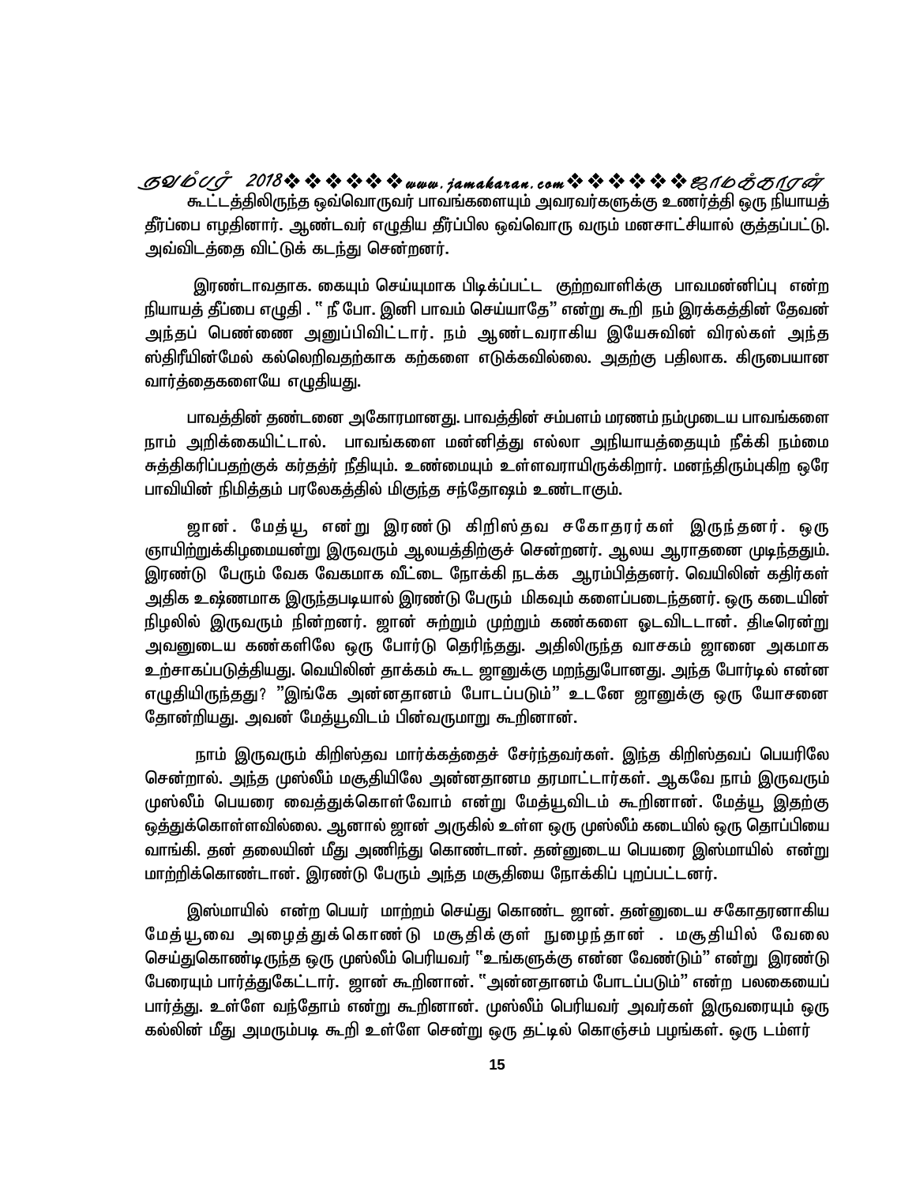கூட்டத்திலிருந்த ஒவ்வொருவர் பாவங்களையும் அவரவர்களுக்கு உணர்த்தி ஒரு நியாயத் தீர்ப்பை எழதினார். ஆண்டவர் எழுதிய தீர்ப்பில ஒவ்வொரு வரும் மனசாட்சியால் குத்தப்பட்டு. அவ்விடத்தை விட்டுக் கடந்து சென்றனர்.

இரண்டாவதாக. கையும் செய்யுமாக பிடிக்கப்பட்ட குற்றவாளிக்கு பாவமன்னிப்பு என்ற நியாயத் தீப்பை எழுதி . " நீ போ. இனி பாவம் செய்யாதே" என்று கூறி நம் இரக்கத்தின் தேவன் அந்தப் பெண்ணை அனுப்பிவிட்டார். நம் ஆண்டவராகிய இயேசுவின் விரல்கள் அந்த ஸ்திரீயின்மேல் கல்லெறிவதற்காக கற்களை எடுக்கவில்லை. அதற்கு பதிலாக. கிருபையான வார்த்தைகளையே எழுதியது.

பாவத்தின் தண்டனை அகோரமானது. பாவத்தின் சம்பளம் மரணம் நம்முடைய பாவங்களை நாம் அறிக்கையிட்டால். பாவங்களை மன்னித்து எல்லா அநியாயத்தையும் நீக்கி நம்மை சுத்திகரிப்பதற்குக் கர்தத்ர் நீதியும். உண்மையும் உள்ளவராயிருக்கிறார். மனந்திரும்புகிற ஒரே பாவியின் நிமித்தம் பரலேகத்தில் மிகுந்த சந்தோஷம் உண்டாகும்.

ஜான். மேத்யூ என்று இரண்டு கிறிஸ்தவ சகோதரர்கள் இருந்தனர். ஒரு ஞாயிற்றுக்கிழமையன்று இருவரும் ஆலயத்திற்குச் சென்றனர். ஆலய ஆராதனை முடிந்ததும். இரண்டு பேரும் வேக வேகமாக வீட்டை நோக்கி நடக்க ஆரம்பித்தனர். வெயிலின் கதிர்கள் அதிக உஷ்ணமாக இருந்தபடியால் இரண்டு பேரும் மிகவும் களைப்படைந்தனர். ஒரு கடையின் நிழலில் இருவரும் நின்றனர். ஜான் சுற்றும் முற்றும் கண்களை ஓடவிட்டான். திடீரென்று அவனுடைய கண்களிலே ஒரு போர்டு தெரிந்தது. அதிலிருந்த வாசகம் ஜானை அகமாக உற்சாகப்படுத்தியது. வெயிலின் தாக்கம் கூட ஜானுக்கு மறந்துபோனது. அந்த போர்டில் என்ன எழுதியிருந்தது? "இங்கே அன்னதானம் போடப்படும்" உடனே ஜானுக்கு ஒரு யோசனை தோன்றியது. அவன் மேத்யூவிடம் பின்வருமாறு கூறினான்.

நாம் இருவரும் கிறிஸ்தவ மார்க்கத்தைச் சேர்ந்தவர்கள். இந்த கிறிஸ்தவப் பெயரிலே சென்றால். அந்த முஸ்லீம் மசூதியிலே அன்னதானம தரமாட்டார்கள். ஆகவே நாம் இருவரும் முஸ்லீம் பெயரை வைத்துக்கொள்வோம் என்று மேத்யூவிடம் கூறினான். மேத்யூ இதற்கு ஒத்துக்கொள்ளவில்லை. ஆனால் ஜான் அருகில் உள்ள ஒரு முஸ்லீம் கடையில் ஒரு தொப்பியை வாங்கி. தன் தலையின் மீது அணிந்து கொண்டான். தன்னுடைய பெயரை இஸ்மாயில் என்று மாற்றிக்கொண்டான். இரண்டு பேரும் அந்த மசூதியை நோக்கிப் புறப்பட்டனர்.

இஸ்மாயில் என்ற பெயர் மாற்றம் செய்து கொண்ட ஜான். தன்னுடைய சகோதரனாகிய மேத்யூவை அழைத்துக்கொண்டு மசூதிக்குள் நுழைந்தான் . மசூதியில் வேலை செய்துகொண்டிருந்த ஒரு முஸ்லீம் பெரியவர் "உங்களுக்கு என்ன வேண்டும்" என்று இரண்டு பேரையும் பார்த்துகேட்டார். ஜான் கூறினான். "அன்னதானம் போடப்படும்" என்ற பலகையைப் பார்த்து. உள்ளே வந்தோம் என்று கூறினான். முஸ்லீம் பெரியவர் அவர்கள் இருவரையும் ஒரு கல்லின் மீது அமரும்படி கூறி உள்ளே சென்று ஒரு தட்டில் கொஞ்சம் பழங்கள். ஒரு டம்ளர்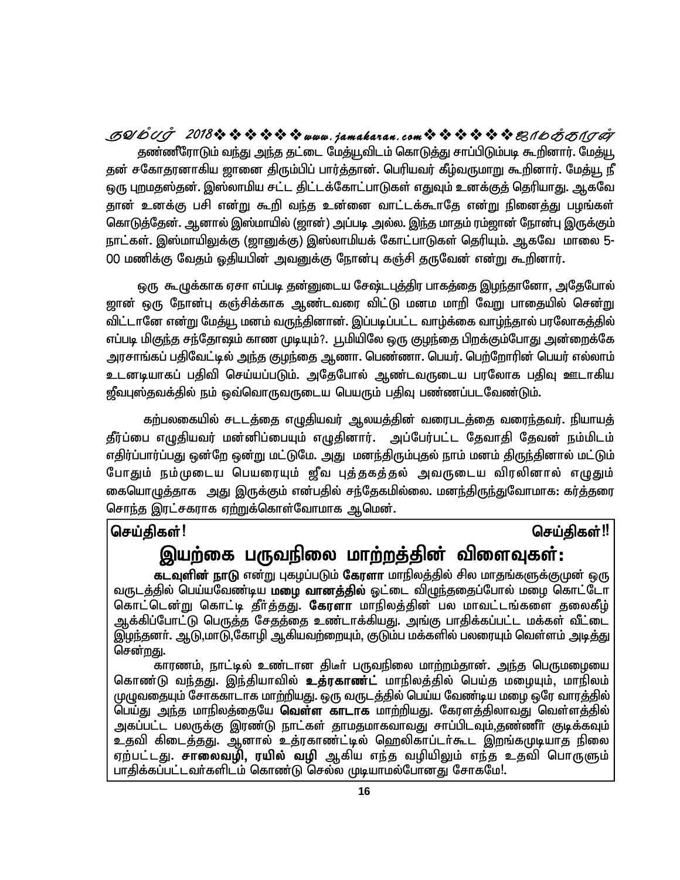தண்ணீரோடும் வந்து அந்த தட்டை மேத்யூவிடம் கொடுத்து சாப்பிடும்படி கூறினார். மேத்யூ தன் சகோதரனாகிய ஜானை திரும்பிப் பார்த்தான். பெரியவர் கீழ்வருமாறு கூறினார். மேத்யூ நீ ஒரு புறமதஸ்தன். இஸ்லாமிய சட்ட திட்டக்கோட்பாடுகள் எதுவும் உனக்குத் தெரியாது. ஆகவே தான் உனக்கு பசி என்று கூறி வந்த உன்னை வாட்டக்கூடாதே என்று நினைத்து பழங்கள் கொடுத்தேன். ஆனால் இஸ்மாயில் (ஜான்) அப்படி அல்ல. இந்த மாதம் ரம்ஜான் நோன்பு இருக்கும் நாட்கள். இஸ்மாயிலுக்கு (ஜானுக்கு) இஸ்லாமியக் கோட்பாடுகள் தெரியும். ஆகவே மாலை 5-00 மணிக்கு வேதம் ஓதியபின் அவனுக்கு நோன்பு கஞ்சி தருவேன் என்று கூறினார்.

ஒரு கூழுக்காக ஏசா எப்படி தன்னுடைய சேஷ்டபுத்திர பாகத்தை இழந்தானோ, அதேபோல் ஜான் ஒரு நோன்பு கஞ்சிக்காக ஆண்டவரை விட்டு மனம மாறி வேறு பாதையில் சென்று விட்டானே என்று மேத்யூ மனம் வருந்தினான். இப்படிப்பட்ட வாழ்க்கை வாழ்ந்தால் பரலோகத்தில் எப்படி மிகுந்த சந்தோஷம் காண முடியும்?. பூமியிலே ஒரு குழந்தை பிறக்கும்போது அன்றைக்கே அரசாங்கப் பதிவேட்டில் அந்த குழந்தை ஆணா. பெண்ணா. பெயர். பெற்றோரின் பெயர் எல்லாம் உடனடியாகப் பதிவி செய்யப்படும். அதேபோல் ஆண்டவருடைய பரலோக பதிவு ஊடாகிய ஜீவபுஸ்தவக்தில் நம் ஒவ்வொருவருடைய பெயரும் பதிவு பண்ணப்படவேண்டும்.

கற்பலகையில் சடடத்தை எழுதியவர் ஆலயத்தின் வரைபடத்தை வரைந்தவர். நியாயத் தீர்ப்பை எழுதியவர் மன்னிப்பையும் எழுதினார். அப்பேர்பட்ட தேவாதி தேவன் நம்மிடம் எதிர்ப்பார்ப்பது ஒன்றே ஒன்று மட்டுமே. அது மனந்திரும்புதல் நாம் மனம் திருந்தினால் மட்டும் போதும் நம்முடைய பெயரையும் ஜீவ புத்தகத்தல் அவருடைய விரலினால் எழுதும் கையொழுத்தாக அது இருக்கும் என்பதில் சந்தேகமில்லை. மனந்திருந்துவோமாக: கர்த்தரை சொந்த இரட்சகராக ஏற்றுக்கொள்வோமாக ஆமென்.

**செய்திகள்! செய்திகள்!!**

## இயற்கை பருவநிலை மாற்றத்தின் விளைவுகள்:

**கடவுளின் நாடு** என்று புகழப்படும் **கேரளா** மாநிலத்தில் சில மாதங்களுக்குமுன் ஒரு வருடத்தில் பெய்யவேண்டிய **மழை வானத்தில்** ஓட்டை விழுந்ததைப்போல் மழை கொட்டோ கொட்டென்று கொட்டி தீர்த்தது. **கேரளா** மாநிலத்தின் பல மாவட்டங்களை தலைகீழ் ஆக்கிப்போட்டு பெருத்த சேதத்தை உண்டாக்கியது. அங்கு பாதிக்கப்பட்ட மக்கள் வீட்டை இழந்தனர். ஆடு,மாடு,கோழி ஆகியவற்றையும், குடும்ப மக்களில் பலரையும் வெள்ளம் அடித்து சென்றது.

காரணம், நாட்டில் உண்டான திடீர் பருவநிலை மாற்றம்தான். அந்த பெருமழையை கொண்டு வந்தது. இந்தியாவில் **உத்ரகாண்ட்** மாநிலத்தில் பெய்த மழையும், மாநிலம் முழுவதையும் சோககாடாக மாற்றியது. ஒரு வருடத்தில் பெய்ய வேண்டிய மழை ஒரே வாரத்தில் பெய்து அந்த மாநிலத்தையே **வெள்ள காடாக** மாற்றியது. கேரளத்திலாவது வெள்ளத்தில் அகப்பட்ட பலருக்கு இரண்டு நாட்கள் தாமதமாகவாவது சாப்பிடவும்,தண்ணீர் குடிக்கவும் உதவி கிடைத்தது. ஆனால் உத்ரகாண்ட்டில் ஹெலிகாப்டர்கூட இறங்கமுடியாத நிலை ஏற்பட்டது. **சாலைவழி, ரயில் வழி** ஆகிய எந்த வழியிலும் எந்த உதவி பொருளும் பாதிக்கப்பட்டவர்களிடம் கொண்டு செல்ல முடியாமல்போனது சோகமே!.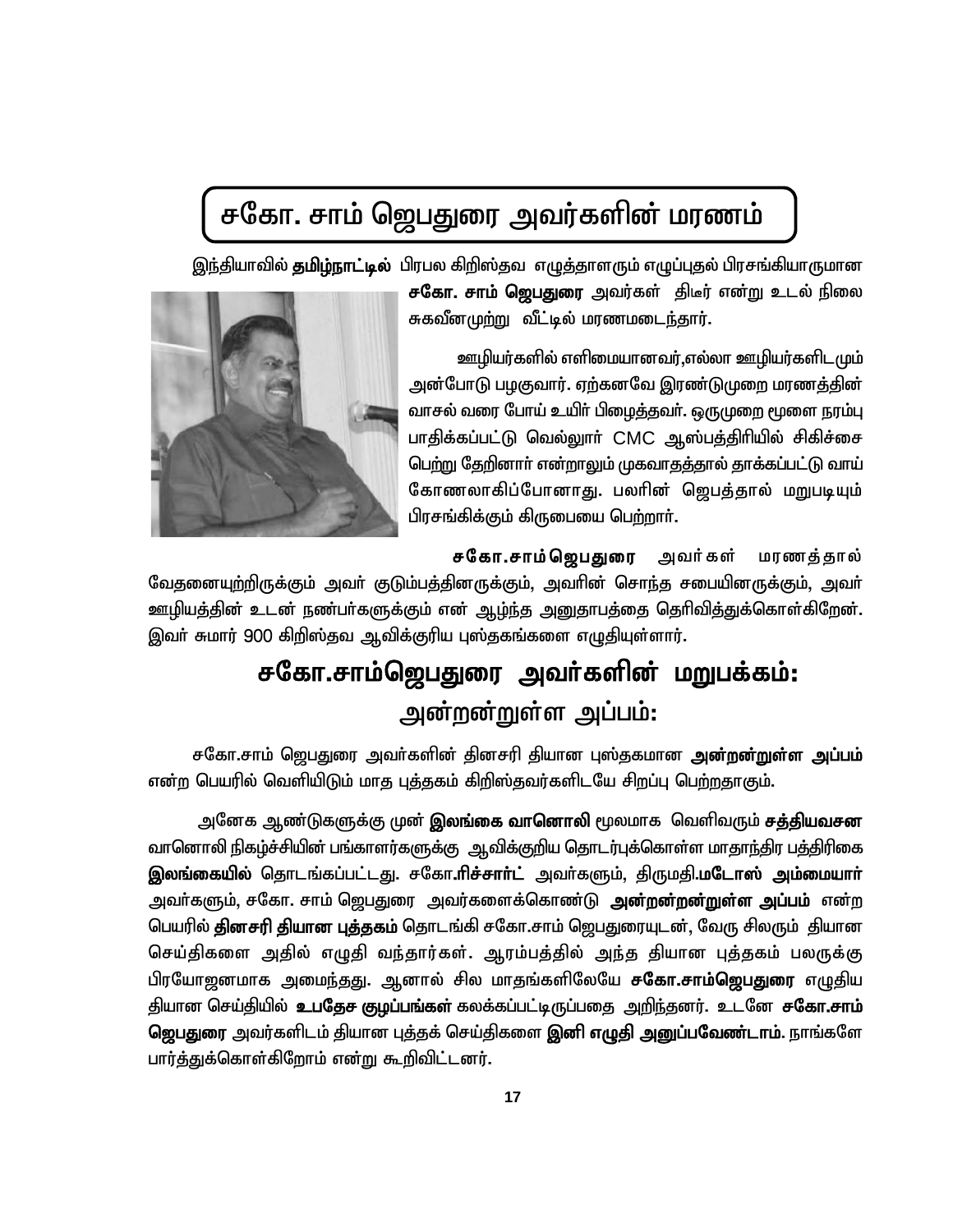# சகோ. சாம் ஜெபதுரை அவர்களின் மரணம்

இந்தியாவில் **தமிழ்நாட்டில்** பிரபல கிறிஸ்தவ எழுத்தாளரும் எழுப்புதல் பிரசங்கியாருமான **சகோ. சாம் ஜெபதுரை** அவர்கள் திடீர் என்று உடல் நிலை சுகவீனமுற்று வீட்டில் மரணமடைந்தார்.

ஊழியர்களில் எளிமையானவர்,எல்லா ஊழியர்களிடமும் அன்போடு பழகுவார். ஏற்கனவே இரண்டுமுறை மரணத்தின் வாசல் வரை போய் உயிர் பிழைத்தவர். ஒருமுறை மூளை நரம்பு பாதிக்கப்பட்டு வெல்லூர் CMC ஆஸ்பத்திரியில் சிகிச்சை பெற்று தேறினார் என்றாலும் முகவாதத்தால் தாக்கப்பட்டு வாய் கோணலாகிப்போனாது. பலரின் ஜெபத்தால் மறுபடியும் பிரசங்கிக்கும் கிருபையை பெற்றார்.

**சகோ.சாம் ஜெபதுரை** அவர்கள் மரணத்தால் வேதனையுற்றிருக்கும் அவர் குடும்பத்தினருக்கும், அவரின் சொந்த சபையினருக்கும், அவர் ஊழியத்தின் உடன் நண்பர்களுக்கும் என் ஆழ்ந்த அனுதாபத்தை தெரிவித்துக்கொள்கிறேன். இவர் சுமார் 900 கிறிஸ்தவ ஆவிக்குரிய புஸ்தகங்களை எழுதியுள்ளார்.

## சகோ.சாம்ஜெபதுரை அவர்களின் மறுபக்கம்: அன்றன்றுள்ள அப்பம்:

சகோ.சாம் ஜெபதுரை அவர்களின் தினசரி தியான புஸ்தகமான **அன்றன்றுள்ள அப்பம்** என்ற பெயரில் வெளியிடும் மாத புத்தகம் கிறிஸ்தவர்களிடயே சிறப்பு பெற்றதாகும்.

அனேக ஆண்டுகளுக்கு முன் **இலங்கை வானொலி** மூலமாக வெளிவரும் **சத்தியவசன** வானொலி நிகழ்ச்சியின் பங்காளர்களுக்கு ஆவிக்குறிய தொடர்புக்கொள்ள மாதாந்திர பத்திரிகை **இலங்கையில்** தொடங்கப்பட்டது. சகோ.**ரிச்சார்ட்** அவர்களும், திருமதி.**மடோஸ் அம்மையார்** அவர்களும், சகோ. சாம் ஜெபதுரை அவர்களைக்கொண்டு **அன்றன்றன்றுள்ள அப்பம்** என்ற பெயரில் **தினசரி தியான புத்தகம்** தொடங்கி சகோ.சாம் ஜெபதுரையுடன், வேரு சிலரும் தியான செய்திகளை அதில் எழுதி வந்தார்கள். ஆரம்பத்தில் அந்த தியான புத்தகம் பலருக்கு பிரயோஜனமாக அமைந்தது. ஆனால் சில மாதங்களிலேயே **சகோ.சாம்ஜெபதுரை** எழுதிய தியான செய்தியில் **உபதேச குழப்பங்கள்** கலக்கப்பட்டிருப்பதை அறிந்தனர். உடனே **சகோ.சாம் ஜெபதுரை** அவர்களிடம் தியான புத்தக் செய்திகளை **இனி எழுதி அனுப்பவேண்டாம்**. நாங்களே பார்த்துக்கொள்கிறோம் என்று கூறிவிட்டனர்.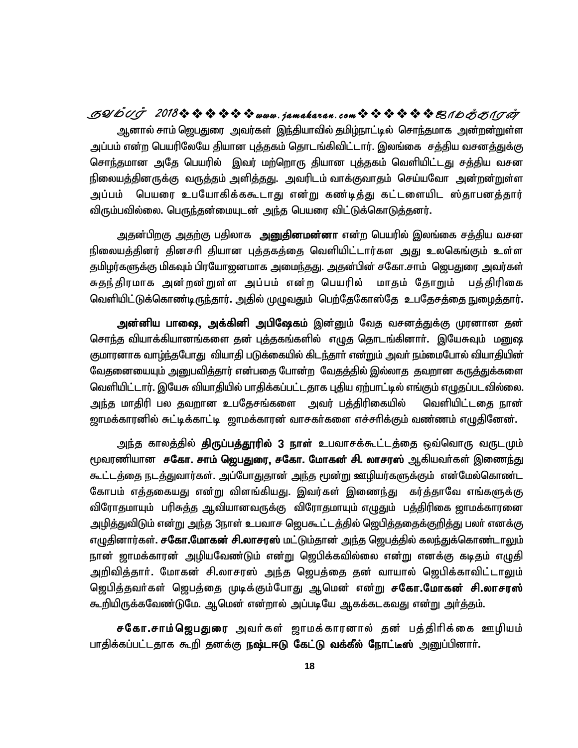ஆனால் சாம் ஜெபதுரை அவர்கள் இந்தியாவில் தமிழ்நாட்டில் சொந்தமாக அன்றன்றுள்ள அப்பம் என்ற பெயரிலேயே தியான புத்தகம் தொடங்கிவிட்டார். இலங்கை சத்திய வசனத்துக்கு சொந்தமான அதே பெயரில் இவர் மற்றொரு தியான புத்தகம் வெளியிட்டது சத்திய வசன நிலையத்தினருக்கு வருத்தம் அளித்தது. அவரிடம் வாக்குவாதம் செய்யவோ அன்றன்றுள்ள அப்பம் பெயரை உபயோகிக்ககூடாது என்று கண்டித்து கட்டளையிட ஸ்தாபனத்தார் விரும்பவில்லை. பெருந்தன்மையுடன் அந்த பெயரை விட்டுக்கொடுத்தனர்.

அதன்பிறகு அதற்கு பதிலாக **அனுதினமன்னா** என்ற பெயரில் இலங்கை சத்திய வசன நிலையத்தினர் தினசரி தியான புத்தகத்தை வெளியிட்டார்கள அது உலகெங்கும் உள்ள தமிழர்களுக்கு மிகவும் பிரயோஜனமாக அமைந்தது. அதன்பின் சகோ.சாம் ஜெபதுரை அவர்கள் சுதந்திரமாக அன்றன்றுள்ள அப்பம் என்ற பெயரில் மாதம் தோறும் பத்திரிகை வெளியிட்டுக்கொண்டிருந்தார். அதில் முழுவதும் பெற்றேகோஸ்தே உபதேசத்தை நுழைத்தார்.

**அன்னிய பாஷை, அக்கினி அபிஷேகம்** இன்னும் வேத வசனத்துக்கு முரனான தன் சொந்த வியாக்கியானங்களை தன் புத்தகங்களில் எழுத தொடங்கினார். இயேசுவும் மனுஷ குமாரனாக வாழ்ந்தபோது வியாதி படுக்கையில் கிடந்தார் என்றும் அவர் நம்மைபோல் வியாதியின் வேதனையையும் அனுபவித்தார் என்பதை போன்ற வேதத்தில் இல்லாத தவறான கருத்துக்களை வெளியிட்டார். இயேசு வியாதியில் பாதிக்கப்பட்டதாக புதிய ஏற்பாட்டில் எங்கும் எழுதப்படவில்லை. அந்த மாதிரி பல தவறான உபதேசங்களை அவர் பத்திரிகையில் வெளியிட்டதை நான் ஜாமக்காரனில் சுட்டிக்காட்டி ஜாமக்காரன் வாசகர்களை எச்சரிக்கும் வண்ணம் எழுதினேன்.

அந்த காலத்தில் **திருப்பத்தூரில் 3 நாள்** உபவாசக்கூட்டத்தை ஒவ்வொரு வருடமும் மூவரணியான **சகோ. சாம் ஜெபதுரை, சகோ. மோகன் சி. லாசரஸ்** ஆகியவர்கள் இணைந்து கூட்டத்தை நடத்துவார்கள். அப்போதுதான் அந்த மூன்று ஊழியர்களுக்கும் என்மேல்கொண்ட கோபம் எத்தகையது என்று விளங்கியது. இவர்கள் இணைந்து கர்த்தாவே எங்களுக்கு விரோதமாயும் பரிசுத்த ஆவியானவருக்கு விரோதமாயும் எழுதும் பத்திரிகை ஜாமக்காரனை அழித்துவிடும் என்று அந்த 3நாள் உபவாச ஜெபகூட்டத்தில் ஜெபித்ததைக்குறித்து பலர் எனக்கு எழுதினார்கள். **சகோ.மோகன் சி.லாசரஸ்** மட்டும்தான் அந்த ஜெபத்தில் கலந்துக்கொண்டாலும் நான் ஜாமக்காரன் அழியவேண்டும் என்று ஜெபிக்கவில்லை என்று எனக்கு கடிதம் எழுதி அறிவித்தார். மோகன் சி.லாசரஸ் அந்த ஜெபத்தை தன் வாயால் ஜெபிக்காவிட்டாலும் ஜெபித்தவர்கள் ஜெபத்தை முடிக்கும்போது ஆமென் என்று **சகோ.மோகன் சி.லாசரஸ்** கூறியிருக்கவேண்டுமே. ஆமென் என்றால் அப்படியே ஆகக்கடகவது என்று அர்த்தம்.

**சகோ.சாம்ஜெபதுரை** அவர்கள் ஜாமக்காரனால் தன் பத்திரிக்கை ஊழியம் பாதிக்கப்பட்டதாக கூறி தனக்கு **நஷ்டஈடு கேட்டு வக்கீல் நோட்டீஸ்** அனுப்பினார்.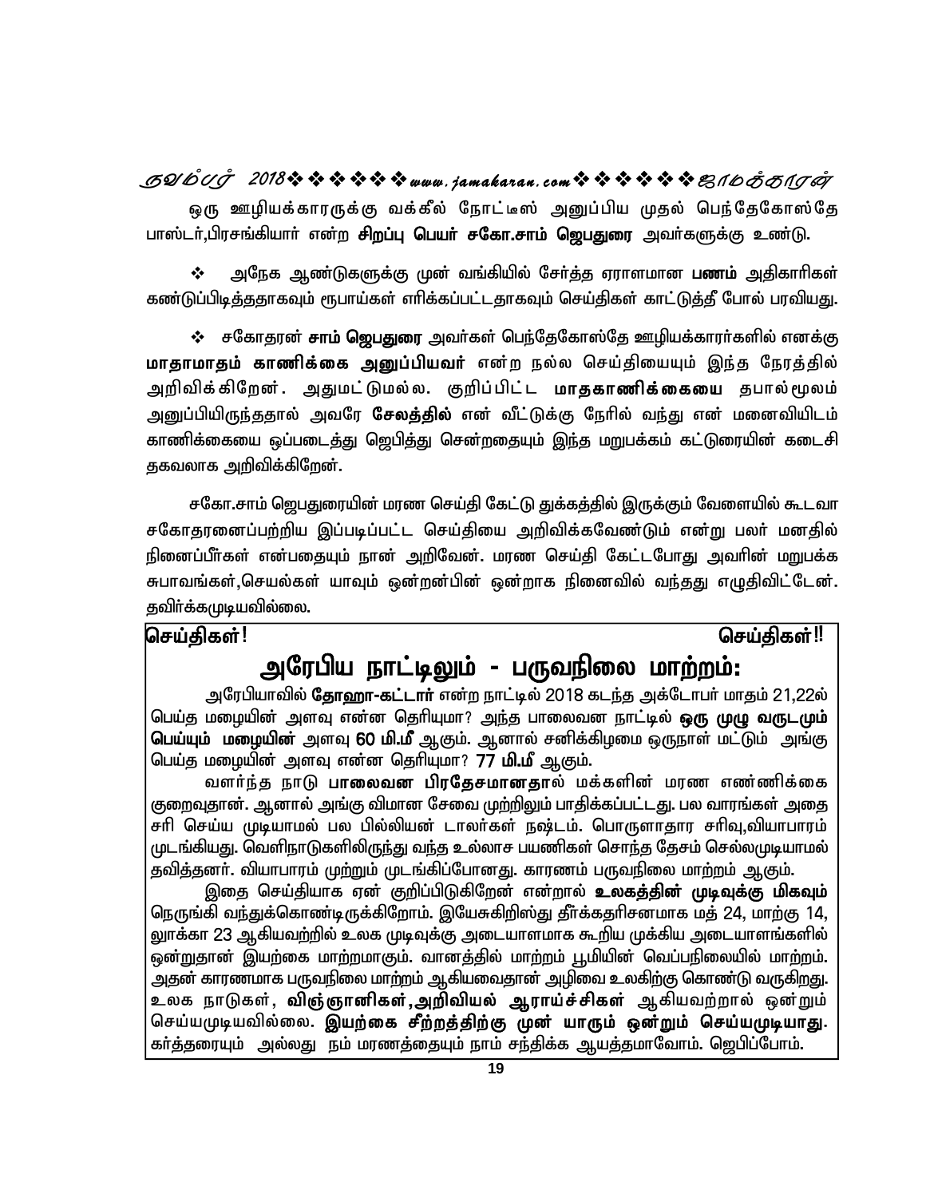ஒரு ஊழியக்காரருக்கு வக்கீல் நோட்டீஸ் அனுப்பிய முதல் பெந்தேகோஸ்தே பாஸ்டர்,பிரசங்கியார் என்ற **சிறப்பு பெயர் சகோ.சாம் ஜெபதுரை** அவர்களுக்கு உண்டு.

❖ அநேக ஆண்டுகளுக்கு முன் வங்கியில் சேர்த்த ஏராளமான **பணம்** அதிகாரிகள் கண்டுப்பிடித்ததாகவும் ரூபாய்கள் எரிக்கப்பட்டதாகவும் செய்திகள் காட்டுத்தீ போல் பரவியது.

❖ சகோதரன் **சாம் ஜெபதுரை** அவர்கள் பெந்தேகோஸ்தே ஊழியக்காரர்களில் எனக்கு **மாதாமாதம் காணிக்கை அனுப்பியவர்** என்ற நல்ல செய்தியையும் இந்த நேரத்தில் அறிவிக்கிறேன். அதுமட்டுமல்ல. குறிப்பிட்ட **மாதகாணிக்கையை** தபால்மூலம் அனுப்பியிருந்ததால் அவரே **சேலத்தில்** என் வீட்டுக்கு நேரில் வந்து என் மனைவியிடம் காணிக்கையை ஒப்படைத்து ஜெபித்து சென்றதையும் இந்த மறுபக்கம் கட்டுரையின் கடைசி தகவலாக அறிவிக்கிறேன்.

சகோ.சாம் ஜெபதுரையின் மரண செய்தி கேட்டு துக்கத்தில் இருக்கும் வேளையில் கூடவா சகோதரனைப்பற்றிய இப்படிப்பட்ட செய்தியை அறிவிக்கவேண்டும் என்று பலர் மனதில் நினைப்பீர்கள் என்பதையும் நான் அறிவேன். மரண செய்தி கேட்டபோது அவரின் மறுபக்க சுபாவங்கள்,செயல்கள் யாவும் ஒன்றன்பின் ஒன்றாக நினைவில் வந்தது எழுதிவிட்டேன். தவிர்க்கமுடியவில்லை.

**செய்திகள்!** **செய்திகள்!!**

## அரேபிய நாட்டிலும் - பருவநிலை மாற்றம்:

அரேபியாவில் **தோஹா-கட்டார்** என்ற நாட்டில் 2018 கடந்த அக்டோபர் மாதம் 21,22ல் பெய்த மழையின் அளவு என்ன தெரியுமா? அந்த பாலைவன நாட்டில் **ஒரு முழு வருடமும் பெய்யும் மழையின்** அளவு **60 மி.மீ** ஆகும். ஆனால் சனிக்கிழமை ஒருநாள் மட்டும் அங்கு பெய்த மழையின் அளவு என்ன தெரியுமா? **77 மி.மீ** ஆகும்.

வளர்ந்த நாடு **பாலைவன பிரதேசமானதா**ல் மக்களின் மரண எண்ணிக்கை குறைவுதான். ஆனால் அங்கு விமான சேவை முற்றிலும் பாதிக்கப்பட்டது. பல வாரங்கள் அதை சரி செய்ய முடியாமல் பல பில்லியன் டாலர்கள் நஷ்டம். பொருளாதார சரிவு,வியாபாரம் முடங்கியது. வெளிநாடுகளிலிருந்து வந்த உல்லாச பயணிகள் சொந்த தேசம் செல்லமுடியாமல் தவித்தனர். வியாபாரம் முற்றும் முடங்கிப்போனது. காரணம் பருவநிலை மாற்றம் ஆகும்.

இதை செய்தியாக ஏன் குறிப்பிடுகிறேன் என்றால் **உலகத்தின் முடிவுக்கு மிகவும்** நெருங்கி வந்துக்கொண்டிருக்கிறோம். இயேசுகிறிஸ்து தீர்க்கதரிசனமாக மத் 24, மாற்கு 14, லூக்கா 23 ஆகியவற்றில் உலக முடிவுக்கு அடையாளமாக கூறிய முக்கிய அடையாளங்களில் ஒன்றுதான் இயற்கை மாற்றமாகும். வானத்தில் மாற்றம் பூமியின் வெப்பநிலையில் மாற்றம். அதன் காரணமாக பருவநிலை மாற்றம் ஆகியவைதான் அழிவை உலகிற்கு கொண்டு வருகிறது. உலக நாடுகள், **விஞ்ஞானிகள்,அறிவியல் ஆராய்ச்சிகள்** ஆகியவற்றால் ஒன்றும் செய்யமுடியவில்லை. **இயற்கை சீற்றத்திற்கு முன் யாரும் ஒன்றும் செய்யமுடியாது.** கர்த்தரையும் அல்லது நம் மரணத்தையும் நாம் சந்திக்க ஆயத்தமாவோம். ஜெபிப்போம்.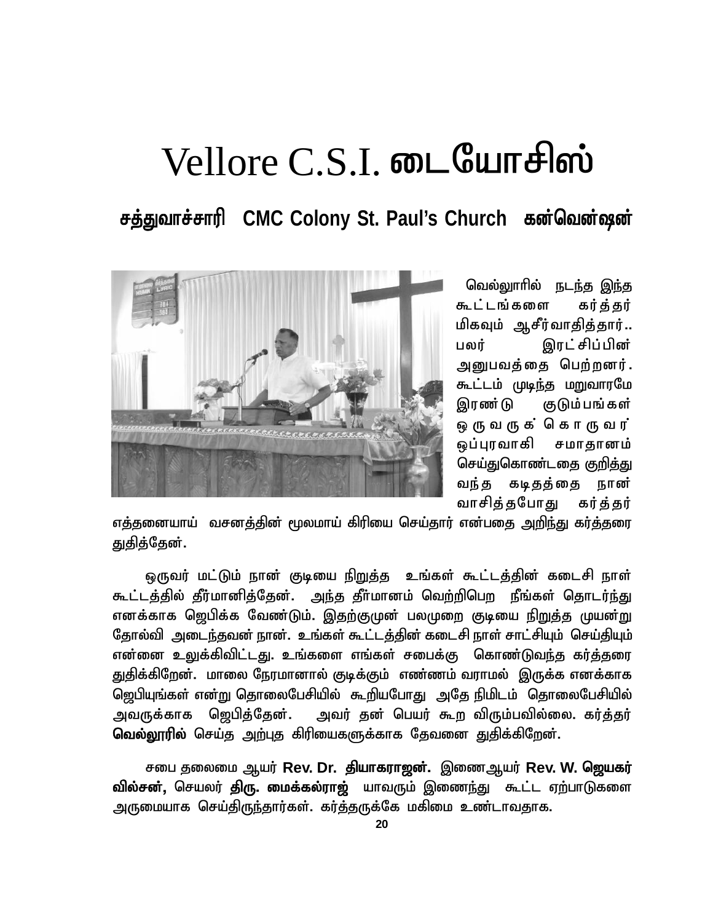# Vellore C.S.I. டையோசிஸ்

## சத்துவாச்சாரி CMC Colony St. Paul's Church கன்வென்ஷன்

வெல்லூரில் நடந்த இந்த கூட்டங்களை கர்த்தர் மிகவும் ஆசீர்வாதித்தார்.. பலர் இரட்சிப்பின் அனுபவத்தை பெற்றனர். கூட்டம் முடிந்த மறுவாரமே இரண்டு குடும்பங்கள் ஒருவருக்கொருவர் ஒப்புரவாகி சமாதானம் செய்துகொண்டதை குறித்து வந்த கடிதத்தை நான் வாசித்தபோது கர்த்தர் எத்தனையாய் வசனத்தின் மூலமாய் கிரியை செய்தார் என்பதை அறிந்து கர்த்தரை துதித்தேன்.

ஒருவர் மட்டும் நான் குடியை நிறுத்த உங்கள் கூட்டத்தின் கடைசி நாள் கூட்டத்தில் தீர்மானித்தேன். அந்த தீர்மானம் வெற்றிபெற நீங்கள் தொடர்ந்து எனக்காக ஜெபிக்க வேண்டும். இதற்குமுன் பலமுறை குடியை நிறுத்த முயன்று தோல்வி அடைந்தவன் நான். உங்கள் கூட்டத்தின் கடைசி நாள் சாட்சியும் செய்தியும் என்னை உலுக்கிவிட்டது. உங்களை எங்கள் சபைக்கு கொண்டுவந்த கர்த்தரை துதிக்கிறேன். மாலை நேரமானால் குடிக்கும் எண்ணம் வராமல் இருக்க எனக்காக ஜெபியுங்கள் என்று தொலைபேசியில் கூறியபோது அதே நிமிடம் தொலைபேசியில் அவருக்காக ஜெபித்தேன். அவர் தன் பெயர் கூற விரும்பவில்லை. கர்த்தர் **வெல்லூரில்** செய்த அற்புத கிரியைகளுக்காக தேவனை துதிக்கிறேன்.

சபை தலைமை ஆயர் **Rev. Dr. தியாகராஜன்.** இணைஆயர் **Rev. W. ஜெயகர் வில்சன்,** செயலர் **திரு. மைக்கல்ராஜ்** யாவரும் இணைந்து கூட்ட ஏற்பாடுகளை அருமையாக செய்திருந்தார்கள். கர்த்தருக்கே மகிமை உண்டாவதாக.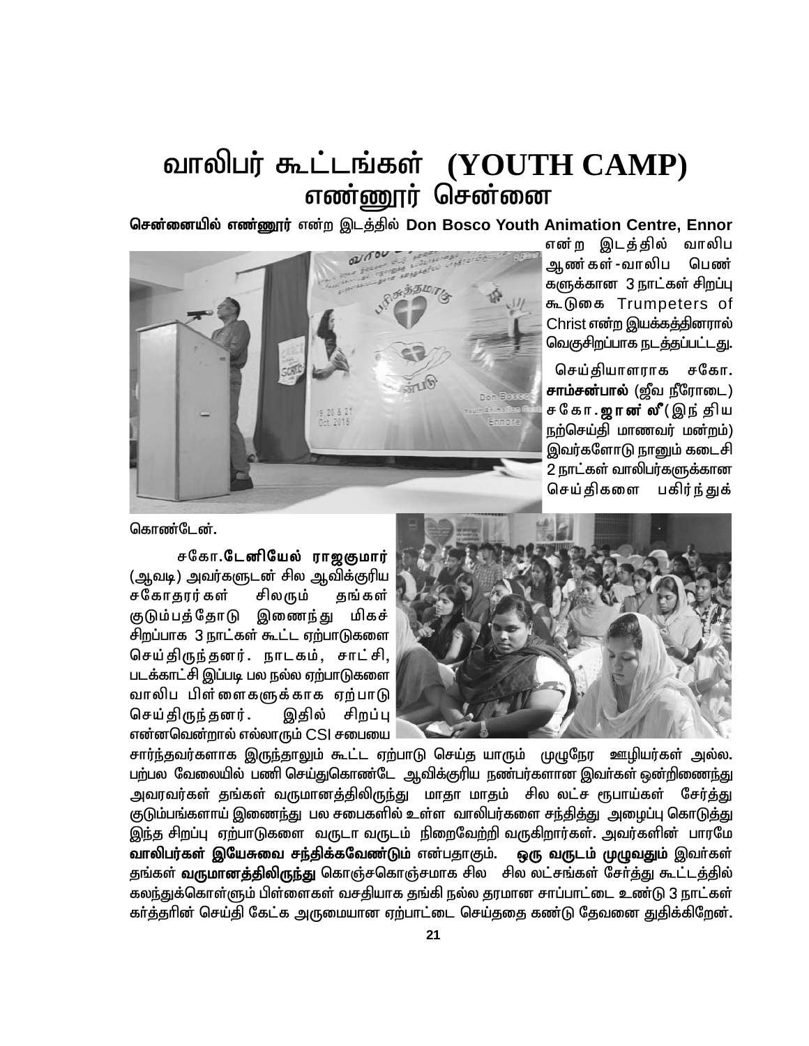# வாலிபர் கூட்டங்கள் (YOUTH CAMP)
## எண்ணூர் சென்னை

**சென்னையில் எண்ணூர்** என்ற இடத்தில் **Don Bosco Youth Animation Centre, Ennor** என்ற இடத்தில் வாலிப ஆண்கள்-வாலிப பெண்களுக்கான 3 நாட்கள் சிறப்பு கூடுகை Trumpeters of Christ என்ற இயக்கத்தினரால் வெகுசிறப்பாக நடத்தப்பட்டது.

செய்தியாளராக சகோ. **சாம்சன்பால்** (ஜீவ நீரோடை) சகோ. **ஜான் லீ** (இந்திய நற்செய்தி மாணவர் மன்றம்) இவர்களோடு நானும் கடைசி 2 நாட்கள் வாலிபர்களுக்கான செய்திகளை பகிர்ந்துக் கொண்டேன்.

சகோ. **டேனியேல் ராஜகுமார்** (ஆவடி) அவர்களுடன் சில ஆவிக்குரிய சகோதரர்கள் சிலரும் தங்கள் குடும்பத்தோடு இணைந்து மிகச் சிறப்பாக 3 நாட்கள் கூட்ட ஏற்பாடுகளை செய்திருந்தனர். நாடகம், சாட்சி, படக்காட்சி இப்படி பல நல்ல ஏற்பாடுகளை வாலிப பிள்ளைகளுக்காக ஏற்பாடு செய்திருந்தனர். இதில் சிறப்பு என்னவென்றால் எல்லாரும் CSI சபையை சார்ந்தவர்களாக இருந்தாலும் கூட்ட ஏற்பாடு செய்த யாரும் முழுநேர ஊழியர்கள் அல்ல. பற்பல வேலையில் பணி செய்துகொண்டே ஆவிக்குரிய நண்பர்களான இவர்கள் ஒன்றிணைந்து அவரவர்கள் தங்கள் வருமானத்திலிருந்து மாதா மாதம் சில லட்ச ரூபாய்கள் சேர்த்து குடும்பங்களாய் இணைந்து பல சபைகளில் உள்ள வாலிபர்களை சந்தித்து அழைப்பு கொடுத்து இந்த சிறப்பு ஏற்பாடுகளை வருடா வருடம் நிறைவேற்றி வருகிறார்கள். அவர்களின் பாரமே **வாலிபர்கள் இயேசுவை சந்திக்கவேண்டும்** என்பதாகும். **ஒரு வருடம் முழுவதும்** இவர்கள் தங்கள் **வருமானத்திலிருந்து** கொஞ்சகொஞ்சமாக சில சில லட்சங்கள் சேர்த்து கூட்டத்தில் கலந்துக்கொள்ளும் பிள்ளைகள் வசதியாக தங்கி நல்ல தரமான சாப்பாட்டை உண்டு 3 நாட்கள் கர்த்தரின் செய்தி கேட்க அருமையான ஏற்பாட்டை செய்ததை கண்டு தேவனை துதிக்கிறேன்.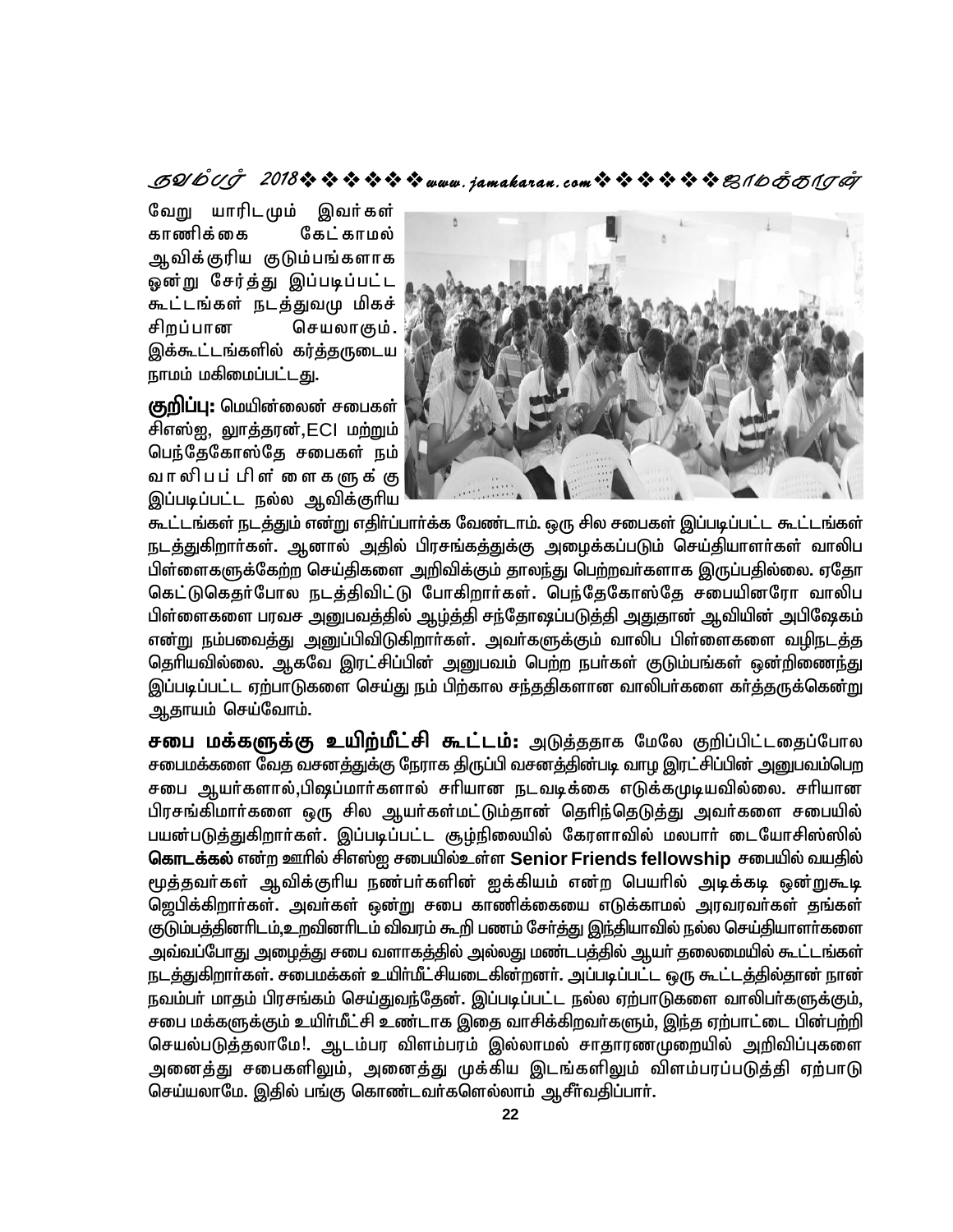வேறு யாரிடமும் இவர்கள் காணிக்கை கேட்காமல் ஆவிக்குரிய குடும்பங்களாக ஒன்று சேர்த்து இப்படிப்பட்ட கூட்டங்கள் நடத்துவமு மிகச் சிறப்பான செயலாகும். இக்கூட்டங்களில் கர்த்தருடைய நாமம் மகிமைப்பட்டது.

**குறிப்பு:** மெயின்லைன் சபைகள் சிஎஸ்ஐ, லூத்தரன்,ECI மற்றும் பெந்தேகோஸ்தே சபைகள் நம் வாலிபப் பிள்ளைகளுக்கு இப்படிப்பட்ட நல்ல ஆவிக்குரிய கூட்டங்கள் நடத்தும் என்று எதிர்ப்பார்க்க வேண்டாம். ஒரு சில சபைகள் இப்படிப்பட்ட கூட்டங்கள் நடத்துகிறார்கள். ஆனால் அதில் பிரசங்கத்துக்கு அழைக்கப்படும் செய்தியாளர்கள் வாலிப பிள்ளைகளுக்கேற்ற செய்திகளை அறிவிக்கும் தாலந்து பெற்றவர்களாக இருப்பதில்லை. ஏதோ கெட்டுகெதர்போல நடத்திவிட்டு போகிறார்கள். பெந்தேகோஸ்தே சபையினரோ வாலிப பிள்ளைகளை பரவச அனுபவத்தில் ஆழ்த்தி சந்தோஷப்படுத்தி அதுதான் ஆவியின் அபிஷேகம் என்று நம்பவைத்து அனுப்பிவிடுகிறார்கள். அவர்களுக்கும் வாலிப பிள்ளைகளை வழிநடத்த தெரியவில்லை. ஆகவே இரட்சிப்பின் அனுபவம் பெற்ற நபர்கள் குடும்பங்கள் ஒன்றிணைந்து இப்படிப்பட்ட ஏற்பாடுகளை செய்து நம் பிற்கால சந்ததிகளான வாலிபர்களை கர்த்தருக்கென்று ஆதாயம் செய்வோம்.

**சபை மக்களுக்கு உயிற்மீட்சி கூட்டம்:** அடுத்ததாக மேலே குறிப்பிட்டதைப்போல சபைமக்களை வேத வசனத்துக்கு நேராக திருப்பி வசனத்தின்படி வாழ இரட்சிப்பின் அனுபவம்பெற சபை ஆயர்களால்,பிஷப்மார்களால் சரியான நடவடிக்கை எடுக்கமுடியவில்லை. சரியான பிரசங்கிமார்களை ஒரு சில ஆயர்கள்மட்டும்தான் தெரிந்தெடுத்து அவர்களை சபையில் பயன்படுத்துகிறார்கள். இப்படிப்பட்ட சூழ்நிலையில் கேரளாவில் மலபார் டையோசிஸ்ஸில் **கொடக்கல்** என்ற ஊரில் சிஎஸ்ஐ சபையில்உள்ள **Senior Friends fellowship** சபையில் வயதில் மூத்தவர்கள் ஆவிக்குரிய நண்பர்களின் ஐக்கியம் என்ற பெயரில் அடிக்கடி ஒன்றுகூடி ஜெபிக்கிறார்கள். அவர்கள் ஒன்று சபை காணிக்கையை எடுக்காமல் அரவரவர்கள் தங்கள் குடும்பத்தினரிடம்,உறவினரிடம் விவரம் கூறி பணம் சேர்த்து இந்தியாவில் நல்ல செய்தியாளர்களை அவ்வப்போது அழைத்து சபை வளாகத்தில் அல்லது மண்டபத்தில் ஆயர் தலைமையில் கூட்டங்கள் நடத்துகிறார்கள். சபைமக்கள் உயிர்மீட்சியடைகின்றனர். அப்படிப்பட்ட ஒரு கூட்டத்தில்தான் நான் நவம்பர் மாதம் பிரசங்கம் செய்துவந்தேன். இப்படிப்பட்ட நல்ல ஏற்பாடுகளை வாலிபர்களுக்கும், சபை மக்களுக்கும் உயிர்மீட்சி உண்டாக இதை வாசிக்கிறவர்களும், இந்த ஏற்பாட்டை பின்பற்றி செயல்படுத்தலாமே!. ஆடம்பர விளம்பரம் இல்லாமல் சாதாரணமுறையில் அறிவிப்புகளை அனைத்து சபைகளிலும், அனைத்து முக்கிய இடங்களிலும் விளம்பரப்படுத்தி ஏற்பாடு செய்யலாமே. இதில் பங்கு கொண்டவர்களெல்லாம் ஆசீர்வதிப்பார்.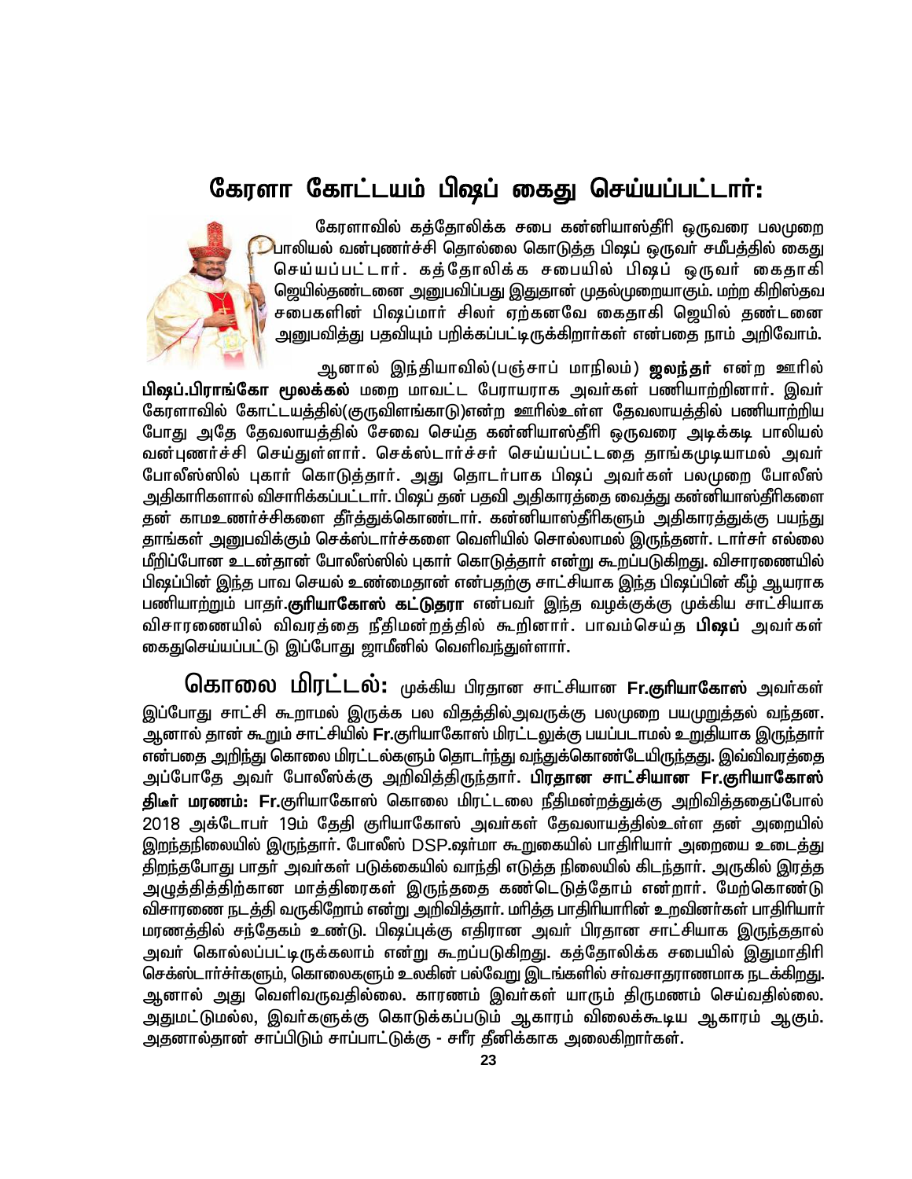# கேரளா கோட்டயம் பிஷப் கைது செய்யப்பட்டார்:

கேரளாவில் கத்தோலிக்க சபை கன்னியாஸ்திரீ ஒருவரை பலமுறை பாலியல் வன்புணர்ச்சி தொல்லை கொடுத்த பிஷப் ஒருவர் சமீபத்தில் கைது செய்யப்பட்டார். கத்தோலிக்க சபையில் பிஷப் ஒருவர் கைதாகி ஜெயில்தண்டனை அனுபவிப்பது இதுதான் முதல்முறையாகும். மற்ற கிறிஸ்தவ சபைகளின் பிஷப்மார் சிலர் ஏற்கனவே கைதாகி ஜெயில் தண்டனை அனுபவித்து பதவியும் பறிக்கப்பட்டிருக்கிறார்கள் என்பதை நாம் அறிவோம்.

ஆனால் இந்தியாவில்(பஞ்சாப் மாநிலம்) **ஜலந்தர்** என்ற ஊரில் **பிஷப்.பிராங்கோ மூலக்கல்** மறை மாவட்ட பேராயராக அவர்கள் பணியாற்றினார். இவர் கேரளாவில் கோட்டயத்தில்(குருவிளங்காடு)என்ற ஊரில்உள்ள தேவலாயத்தில் பணியாற்றிய போது அதே தேவலாயத்தில் சேவை செய்த கன்னியாஸ்தீரி ஒருவரை அடிக்கடி பாலியல் வன்புணர்ச்சி செய்துள்ளார். செக்ஸ்டார்ச்சர் செய்யப்பட்டதை தாங்கமுடியாமல் அவர் போலீஸ்ஸில் புகார் கொடுத்தார். அது தொடர்பாக பிஷப் அவர்கள் பலமுறை போலீஸ் அதிகாரிகளால் விசாரிக்கப்பட்டார். பிஷப் தன் பதவி அதிகாரத்தை வைத்து கன்னியாஸ்தீரிகளை தன் காமஉணர்ச்சிகளை தீர்த்துக்கொண்டார். கன்னியாஸ்தீரிகளும் அதிகாரத்துக்கு பயந்து தாங்கள் அனுபவிக்கும் செக்ஸ்டார்ச்களை வெளியில் சொல்லாமல் இருந்தனர். டார்சர் எல்லை மீறிப்போன உடன்தான் போலீஸ்ஸில் புகார் கொடுத்தார் என்று கூறப்படுகிறது. விசாரணையில் பிஷப்பின் இந்த பாவ செயல் உண்மைதான் என்பதற்கு சாட்சியாக இந்த பிஷப்பின் கீழ் ஆயராக பணியாற்றும் பாதர்.**குரியாகோஸ் கட்டுதரா** என்பவர் இந்த வழக்குக்கு முக்கிய சாட்சியாக விசாரணையில் விவரத்தை நீதிமன்றத்தில் கூறினார். பாவம்செய்த **பிஷப்** அவர்கள் கைதுசெய்யப்பட்டு இப்போது ஜாமீனில் வெளிவந்துள்ளார்.

**கொலை மிரட்டல்:** முக்கிய பிரதான சாட்சியான **Fr.குரியாகோஸ்** அவர்கள் இப்போது சாட்சி கூறாமல் இருக்க பல விதத்தில்அவருக்கு பலமுறை பயமுறுத்தல் வந்தன. ஆனால் தான் கூறும் சாட்சியில் Fr.குரியாகோஸ் மிரட்டலுக்கு பயப்படாமல் உறுதியாக இருந்தார் என்பதை அறிந்து கொலை மிரட்டல்களும் தொடர்ந்து வந்துக்கொண்டேயிருந்தது. இவ்விவரத்தை அப்போதே அவர் போலீஸ்க்கு அறிவித்திருந்தார். **பிரதான சாட்சியான Fr.குரியாகோஸ் திடீர் மரணம்:** Fr.குரியாகோஸ் கொலை மிரட்டலை நீதிமன்றத்துக்கு அறிவித்ததைப்போல் 2018 அக்டோபர் 19ம் தேதி குரியாகோஸ் அவர்கள் தேவலாயத்தில்உள்ள தன் அறையில் இறந்தநிலையில் இருந்தார். போலீஸ் DSP.ஷர்மா கூறுகையில் பாதிரியார் அறையை உடைத்து திறந்தபோது பாதர் அவர்கள் படுக்கையில் வாந்தி எடுத்த நிலையில் கிடந்தார். அருகில் இரத்த அழுத்தித்திற்கான மாத்திரைகள் இருந்ததை கண்டெடுத்தோம் என்றார். மேற்கொண்டு விசாரணை நடத்தி வருகிறோம் என்று அறிவித்தார். மரித்த பாதிரியாரின் உறவினர்கள் பாதிரியார் மரணத்தில் சந்தேகம் உண்டு. பிஷப்புக்கு எதிரான அவர் பிரதான சாட்சியாக இருந்ததால் அவர் கொல்லப்பட்டிருக்கலாம் என்று கூறப்படுகிறது. கத்தோலிக்க சபையில் இதுமாதிரி செக்ஸ்டார்ச்சர்களும், கொலைகளும் உலகின் பல்வேறு இடங்களில் சர்வசாதராணமாக நடக்கிறது. ஆனால் அது வெளிவருவதில்லை. காரணம் இவர்கள் யாரும் திருமணம் செய்வதில்லை. அதுமட்டுமல்ல, இவர்களுக்கு கொடுக்கப்படும் ஆகாரம் விலைக்கூடிய ஆகாரம் ஆகும். அதனால்தான் சாப்பிடும் சாப்பாட்டுக்கு - சரீர தீனிக்காக அலைகிறார்கள்.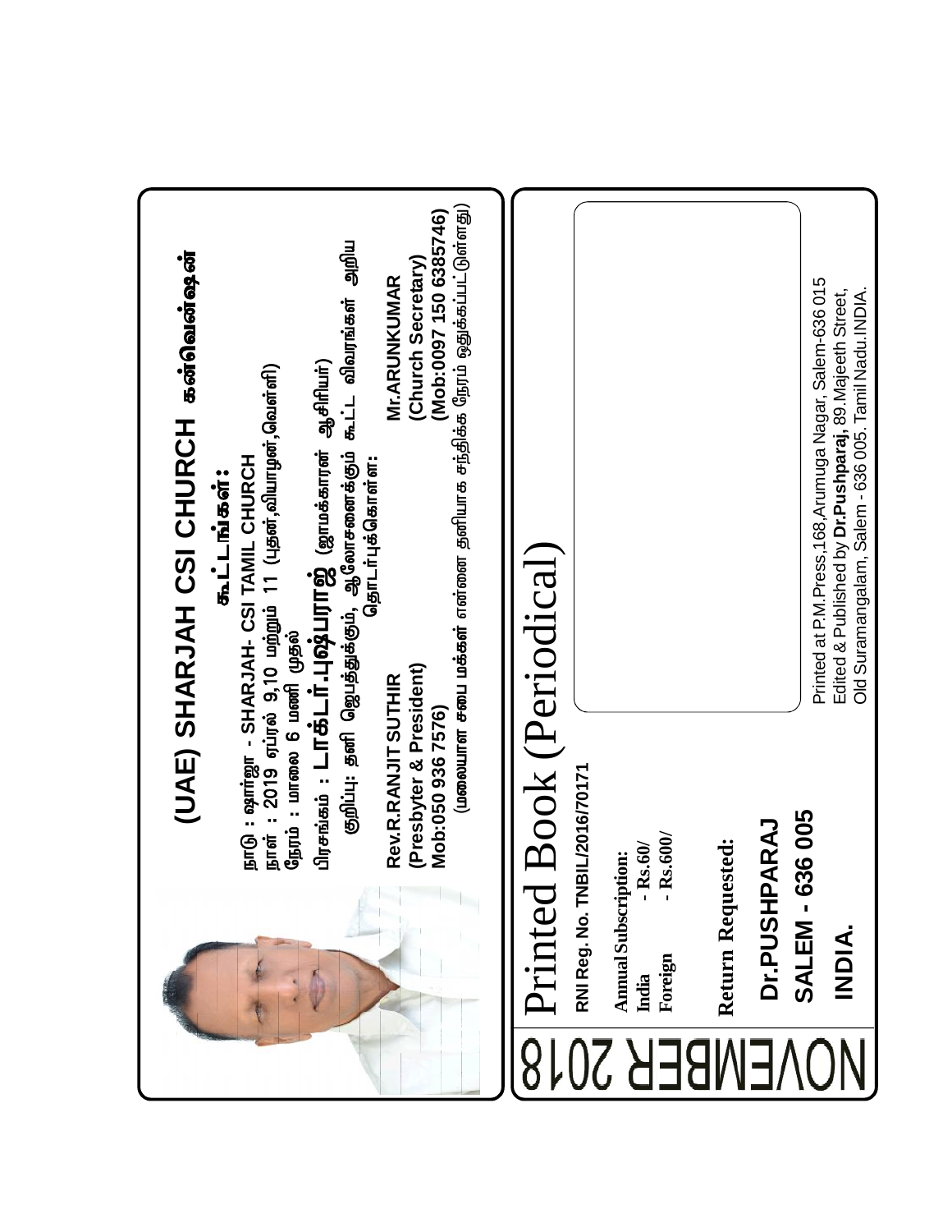# (UAE) SHARJAH CSI CHURCH கன்வென்ஷன்

**கூட்டங்கள்:**

நாடு : ஷார்ஜா - SHARJAH- CSI TAMIL CHURCH
நாள் : 2019 ஏப்ரல் 9,10 மற்றும் 11 (புதன்,வியாழன்,வெள்ளி)
நேரம் : மாலை 6 மணி முதல்

பிரசங்கம் : **டாக்டர்.புஷ்பராஜ்** (ஜாமக்காரன் ஆசிரியர்)

குறிப்பு: தனி ஜெபத்துக்கும், ஆலோசனைக்கும் கூட்ட விவரங்கள் அறிய தொடர்புக்கொள்ள:

**Rev.R.RANJIT SUTHIR**
**(Presbyter & President)**
**Mob:050 936 7576)**

**Mr.ARUNKUMAR**
**(Church Secretary)**
**(Mob:0097 150 6385746)**

(மலையாள சபை மக்கள் என்னை தனியாக சந்திக்க நேரம் ஒதுக்கப்பட்டுள்ளது)

NOVEMBER 2018

# Printed Book (Periodical)

**RNI Reg. No. TNBIL/2016/70171**

**Annual Subscription:**
**India - Rs.60/**
**Foreign - Rs.600/**

**Return Requested:**

**Dr.PUSHPARAJ**
**SALEM - 636 005**
**INDIA.**

Printed at P.M.Press,168,Arumuga Nagar, Salem-636 015
Edited & Published by **Dr.Pushparaj,** 89.Majeeth Street,
Old Suramangalam, Salem - 636 005. Tamil Nadu.INDIA.